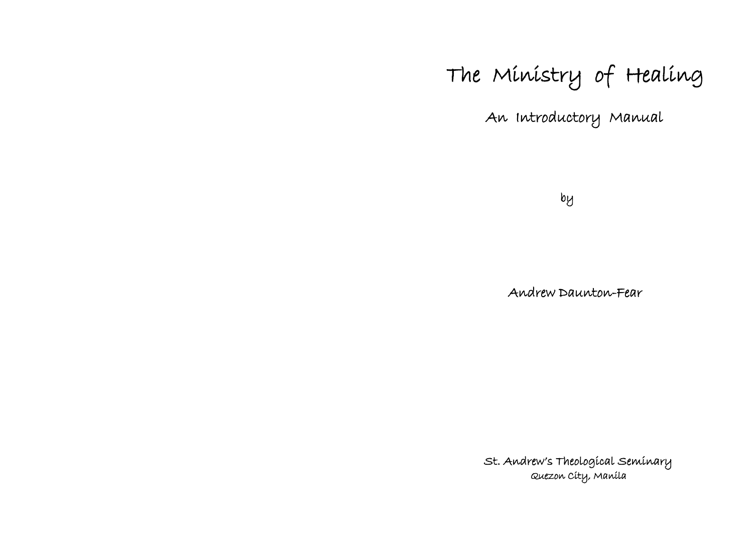# The Ministry of Healing

## An Introductory Manual

by

Andrew Daunton-Fear

St. Andrew's Theological Seminary
Quezon City, Manila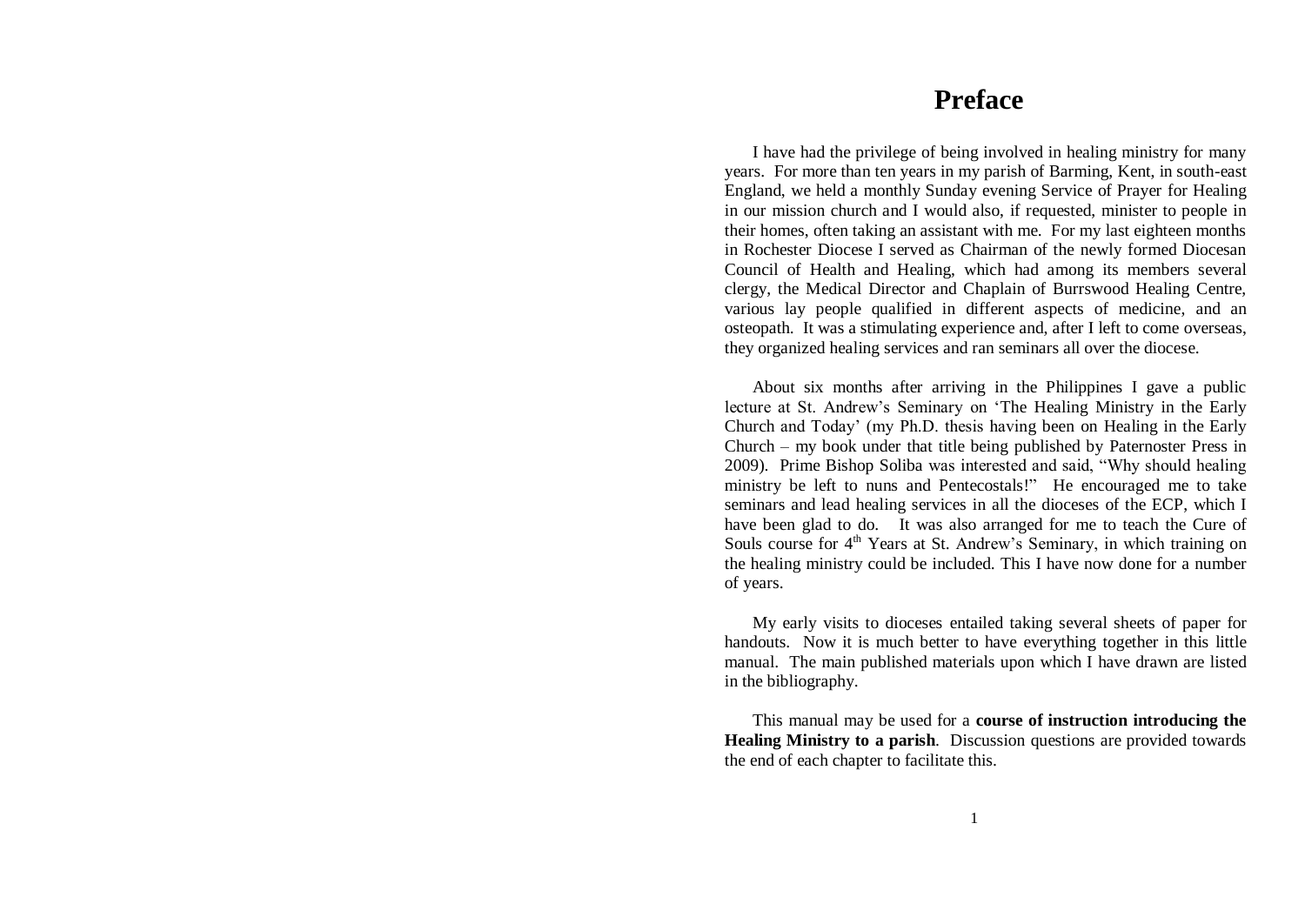# Preface

I have had the privilege of being involved in healing ministry for many years. For more than ten years in my parish of Barming, Kent, in south-east England, we held a monthly Sunday evening Service of Prayer for Healing in our mission church and I would also, if requested, minister to people in their homes, often taking an assistant with me. For my last eighteen months in Rochester Diocese I served as Chairman of the newly formed Diocesan Council of Health and Healing, which had among its members several clergy, the Medical Director and Chaplain of Burrswood Healing Centre, various lay people qualified in different aspects of medicine, and an osteopath. It was a stimulating experience and, after I left to come overseas, they organized healing services and ran seminars all over the diocese.

About six months after arriving in the Philippines I gave a public lecture at St. Andrew's Seminary on 'The Healing Ministry in the Early Church and Today' (my Ph.D. thesis having been on Healing in the Early Church – my book under that title being published by Paternoster Press in 2009). Prime Bishop Soliba was interested and said, "Why should healing ministry be left to nuns and Pentecostals!" He encouraged me to take seminars and lead healing services in all the dioceses of the ECP, which I have been glad to do. It was also arranged for me to teach the Cure of Souls course for 4th Years at St. Andrew's Seminary, in which training on the healing ministry could be included. This I have now done for a number of years.

My early visits to dioceses entailed taking several sheets of paper for handouts. Now it is much better to have everything together in this little manual. The main published materials upon which I have drawn are listed in the bibliography.

This manual may be used for a **course of instruction introducing the Healing Ministry to a parish**. Discussion questions are provided towards the end of each chapter to facilitate this.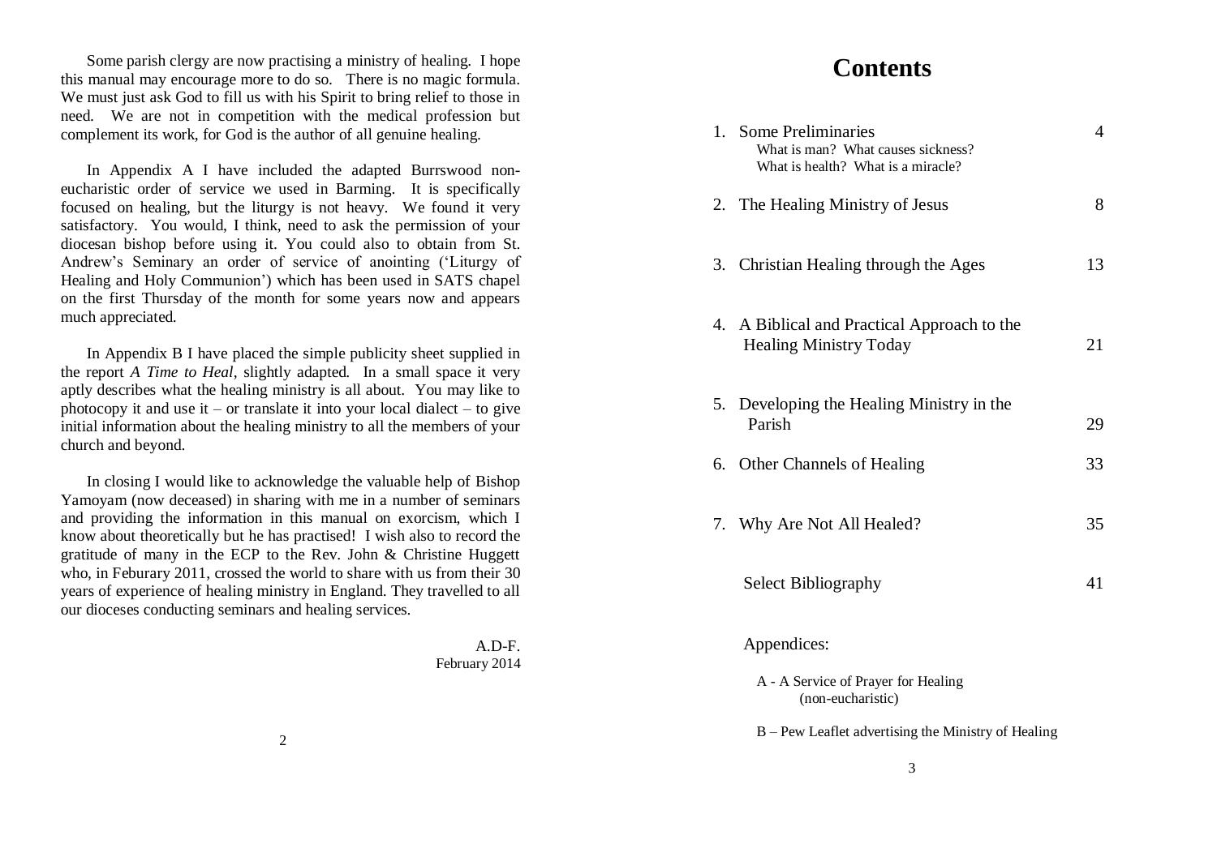Some parish clergy are now practising a ministry of healing. I hope this manual may encourage more to do so. There is no magic formula. We must just ask God to fill us with his Spirit to bring relief to those in need. We are not in competition with the medical profession but complement its work, for God is the author of all genuine healing.

In Appendix A I have included the adapted Burrswood non-eucharistic order of service we used in Barming. It is specifically focused on healing, but the liturgy is not heavy. We found it very satisfactory. You would, I think, need to ask the permission of your diocesan bishop before using it. You could also to obtain from St. Andrew's Seminary an order of service of anointing ('Liturgy of Healing and Holy Communion') which has been used in SATS chapel on the first Thursday of the month for some years now and appears much appreciated.

In Appendix B I have placed the simple publicity sheet supplied in the report *A Time to Heal*, slightly adapted. In a small space it very aptly describes what the healing ministry is all about. You may like to photocopy it and use it – or translate it into your local dialect – to give initial information about the healing ministry to all the members of your church and beyond.

In closing I would like to acknowledge the valuable help of Bishop Yamoyam (now deceased) in sharing with me in a number of seminars and providing the information in this manual on exorcism, which I know about theoretically but he has practised! I wish also to record the gratitude of many in the ECP to the Rev. John & Christine Huggett who, in Feburary 2011, crossed the world to share with us from their 30 years of experience of healing ministry in England. They travelled to all our dioceses conducting seminars and healing services.

A.D-F.
February 2014

# Contents

| | | |
|---|---|---|
| 1. | Some Preliminaries<br>What is man? What causes sickness?<br>What is health? What is a miracle? | 4 |
| 2. | The Healing Ministry of Jesus | 8 |
| 3. | Christian Healing through the Ages | 13 |
| 4. | A Biblical and Practical Approach to the Healing Ministry Today | 21 |
| 5. | Developing the Healing Ministry in the Parish | 29 |
| 6. | Other Channels of Healing | 33 |
| 7. | Why Are Not All Healed? | 35 |
| | Select Bibliography | 41 |

Appendices:

A - A Service of Prayer for Healing (non-eucharistic)

B – Pew Leaflet advertising the Ministry of Healing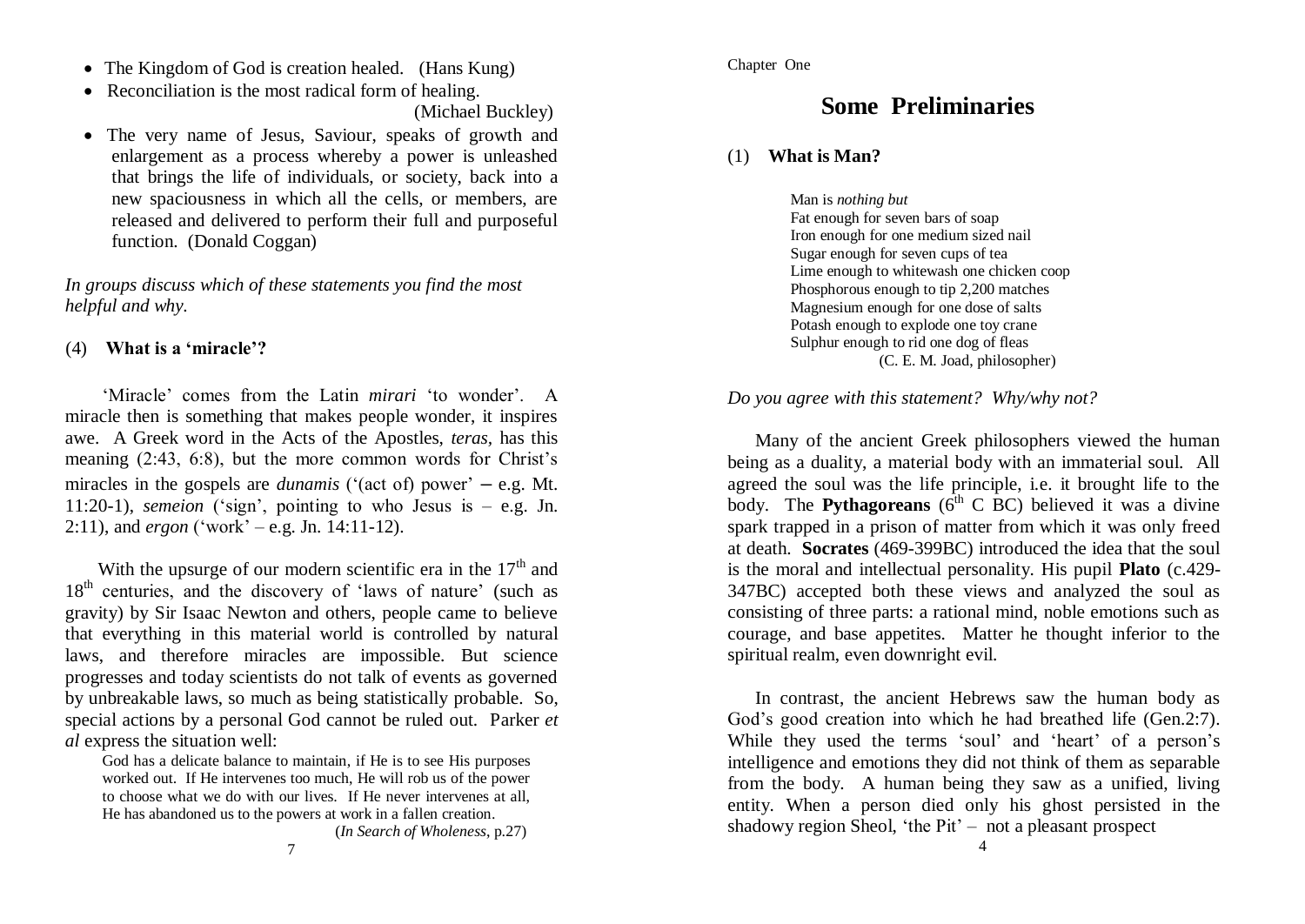- The Kingdom of God is creation healed. (Hans Kung)
- Reconciliation is the most radical form of healing. (Michael Buckley)
- The very name of Jesus, Saviour, speaks of growth and enlargement as a process whereby a power is unleashed that brings the life of individuals, or society, back into a new spaciousness in which all the cells, or members, are released and delivered to perform their full and purposeful function. (Donald Coggan)

*In groups discuss which of these statements you find the most helpful and why.*

### (4) What is a 'miracle'?

'Miracle' comes from the Latin *mirari* 'to wonder'. A miracle then is something that makes people wonder, it inspires awe. A Greek word in the Acts of the Apostles, *teras*, has this meaning (2:43, 6:8), but the more common words for Christ's miracles in the gospels are *dunamis* ('(act of) power' – e.g. Mt. 11:20-1), *semeion* ('sign', pointing to who Jesus is – e.g. Jn. 2:11), and *ergon* ('work' – e.g. Jn. 14:11-12).

With the upsurge of our modern scientific era in the 17th and 18th centuries, and the discovery of 'laws of nature' (such as gravity) by Sir Isaac Newton and others, people came to believe that everything in this material world is controlled by natural laws, and therefore miracles are impossible. But science progresses and today scientists do not talk of events as governed by unbreakable laws, so much as being statistically probable. So, special actions by a personal God cannot be ruled out. Parker *et al* express the situation well:

> God has a delicate balance to maintain, if He is to see His purposes worked out. If He intervenes too much, He will rob us of the power to choose what we do with our lives. If He never intervenes at all, He has abandoned us to the powers at work in a fallen creation.
> (*In Search of Wholeness*, p.27)

Chapter One

## Some Preliminaries

### (1) What is Man?

> Man is *nothing but*
> Fat enough for seven bars of soap
> Iron enough for one medium sized nail
> Sugar enough for seven cups of tea
> Lime enough to whitewash one chicken coop
> Phosphorous enough to tip 2,200 matches
> Magnesium enough for one dose of salts
> Potash enough to explode one toy crane
> Sulphur enough to rid one dog of fleas
> (C. E. M. Joad, philosopher)

*Do you agree with this statement? Why/why not?*

Many of the ancient Greek philosophers viewed the human being as a duality, a material body with an immaterial soul. All agreed the soul was the life principle, i.e. it brought life to the body. The **Pythagoreans** (6th C BC) believed it was a divine spark trapped in a prison of matter from which it was only freed at death. **Socrates** (469-399BC) introduced the idea that the soul is the moral and intellectual personality. His pupil **Plato** (c.429-347BC) accepted both these views and analyzed the soul as consisting of three parts: a rational mind, noble emotions such as courage, and base appetites. Matter he thought inferior to the spiritual realm, even downright evil.

In contrast, the ancient Hebrews saw the human body as God's good creation into which he had breathed life (Gen.2:7). While they used the terms 'soul' and 'heart' of a person's intelligence and emotions they did not think of them as separable from the body. A human being they saw as a unified, living entity. When a person died only his ghost persisted in the shadowy region Sheol, 'the Pit' – not a pleasant prospect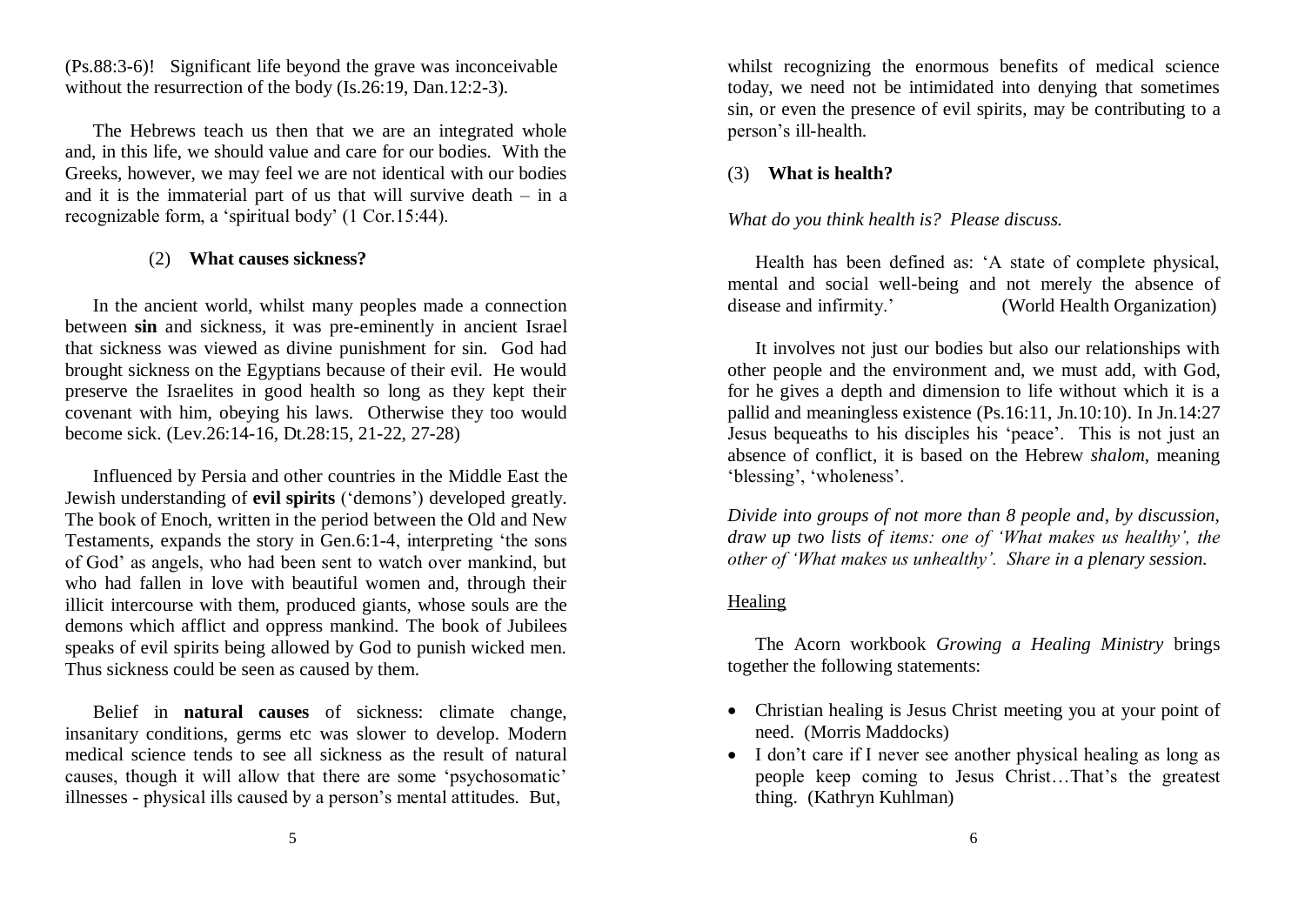(Ps.88:3-6)! Significant life beyond the grave was inconceivable without the resurrection of the body (Is.26:19, Dan.12:2-3).

The Hebrews teach us then that we are an integrated whole and, in this life, we should value and care for our bodies. With the Greeks, however, we may feel we are not identical with our bodies and it is the immaterial part of us that will survive death – in a recognizable form, a 'spiritual body' (1 Cor.15:44).

### (2) What causes sickness?

In the ancient world, whilst many peoples made a connection between **sin** and sickness, it was pre-eminently in ancient Israel that sickness was viewed as divine punishment for sin. God had brought sickness on the Egyptians because of their evil. He would preserve the Israelites in good health so long as they kept their covenant with him, obeying his laws. Otherwise they too would become sick. (Lev.26:14-16, Dt.28:15, 21-22, 27-28)

Influenced by Persia and other countries in the Middle East the Jewish understanding of **evil spirits** ('demons') developed greatly. The book of Enoch, written in the period between the Old and New Testaments, expands the story in Gen.6:1-4, interpreting 'the sons of God' as angels, who had been sent to watch over mankind, but who had fallen in love with beautiful women and, through their illicit intercourse with them, produced giants, whose souls are the demons which afflict and oppress mankind. The book of Jubilees speaks of evil spirits being allowed by God to punish wicked men. Thus sickness could be seen as caused by them.

Belief in **natural causes** of sickness: climate change, insanitary conditions, germs etc was slower to develop. Modern medical science tends to see all sickness as the result of natural causes, though it will allow that there are some 'psychosomatic' illnesses - physical ills caused by a person's mental attitudes. But, whilst recognizing the enormous benefits of medical science today, we need not be intimidated into denying that sometimes sin, or even the presence of evil spirits, may be contributing to a person's ill-health.

### (3) What is health?

*What do you think health is? Please discuss.*

Health has been defined as: 'A state of complete physical, mental and social well-being and not merely the absence of disease and infirmity.' (World Health Organization)

It involves not just our bodies but also our relationships with other people and the environment and, we must add, with God, for he gives a depth and dimension to life without which it is a pallid and meaningless existence (Ps.16:11, Jn.10:10). In Jn.14:27 Jesus bequeaths to his disciples his 'peace'. This is not just an absence of conflict, it is based on the Hebrew *shalom*, meaning 'blessing', 'wholeness'.

*Divide into groups of not more than 8 people and, by discussion, draw up two lists of items: one of 'What makes us healthy', the other of 'What makes us unhealthy'. Share in a plenary session.*

#### Healing

The Acorn workbook *Growing a Healing Ministry* brings together the following statements:

- Christian healing is Jesus Christ meeting you at your point of need. (Morris Maddocks)
- I don't care if I never see another physical healing as long as people keep coming to Jesus Christ…That's the greatest thing. (Kathryn Kuhlman)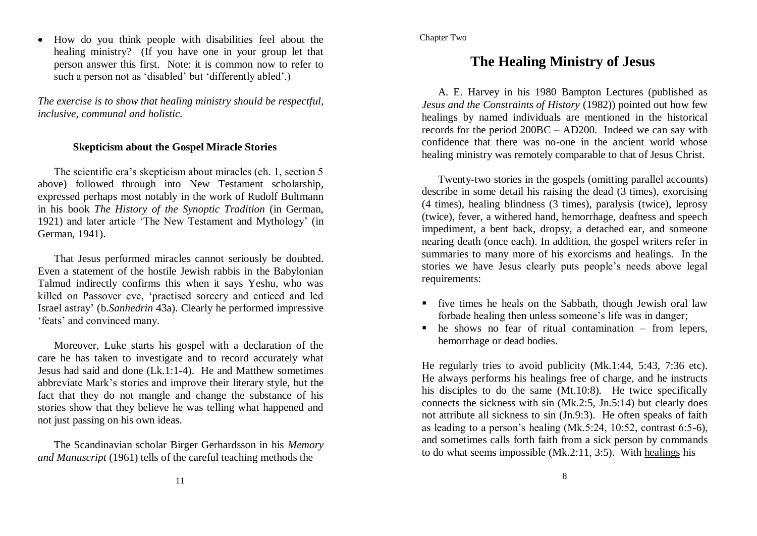- How do you think people with disabilities feel about the healing ministry? (If you have one in your group let that person answer this first. Note: it is common now to refer to such a person not as 'disabled' but 'differently abled'.)

*The exercise is to show that healing ministry should be respectful, inclusive, communal and holistic.*

### Skepticism about the Gospel Miracle Stories

The scientific era's skepticism about miracles (ch. 1, section 5 above) followed through into New Testament scholarship, expressed perhaps most notably in the work of Rudolf Bultmann in his book *The History of the Synoptic Tradition* (in German, 1921) and later article 'The New Testament and Mythology' (in German, 1941).

That Jesus performed miracles cannot seriously be doubted. Even a statement of the hostile Jewish rabbis in the Babylonian Talmud indirectly confirms this when it says Yeshu, who was killed on Passover eve, 'practised sorcery and enticed and led Israel astray' (b.*Sanhedrin* 43a). Clearly he performed impressive 'feats' and convinced many.

Moreover, Luke starts his gospel with a declaration of the care he has taken to investigate and to record accurately what Jesus had said and done (Lk.1:1-4). He and Matthew sometimes abbreviate Mark's stories and improve their literary style, but the fact that they do not mangle and change the substance of his stories show that they believe he was telling what happened and not just passing on his own ideas.

The Scandinavian scholar Birger Gerhardsson in his *Memory and Manuscript* (1961) tells of the careful teaching methods the

Chapter Two

## The Healing Ministry of Jesus

A. E. Harvey in his 1980 Bampton Lectures (published as *Jesus and the Constraints of History* (1982)) pointed out how few healings by named individuals are mentioned in the historical records for the period 200BC – AD200. Indeed we can say with confidence that there was no-one in the ancient world whose healing ministry was remotely comparable to that of Jesus Christ.

Twenty-two stories in the gospels (omitting parallel accounts) describe in some detail his raising the dead (3 times), exorcising (4 times), healing blindness (3 times), paralysis (twice), leprosy (twice), fever, a withered hand, hemorrhage, deafness and speech impediment, a bent back, dropsy, a detached ear, and someone nearing death (once each). In addition, the gospel writers refer in summaries to many more of his exorcisms and healings. In the stories we have Jesus clearly puts people's needs above legal requirements:

- five times he heals on the Sabbath, though Jewish oral law forbade healing then unless someone's life was in danger;
- he shows no fear of ritual contamination – from lepers, hemorrhage or dead bodies.

He regularly tries to avoid publicity (Mk.1:44, 5:43, 7:36 etc). He always performs his healings free of charge, and he instructs his disciples to do the same (Mt.10:8). He twice specifically connects the sickness with sin (Mk.2:5, Jn.5:14) but clearly does not attribute all sickness to sin (Jn.9:3). He often speaks of faith as leading to a person's healing (Mk.5:24, 10:52, contrast 6:5-6), and sometimes calls forth faith from a sick person by commands to do what seems impossible (Mk.2:11, 3:5). With healings his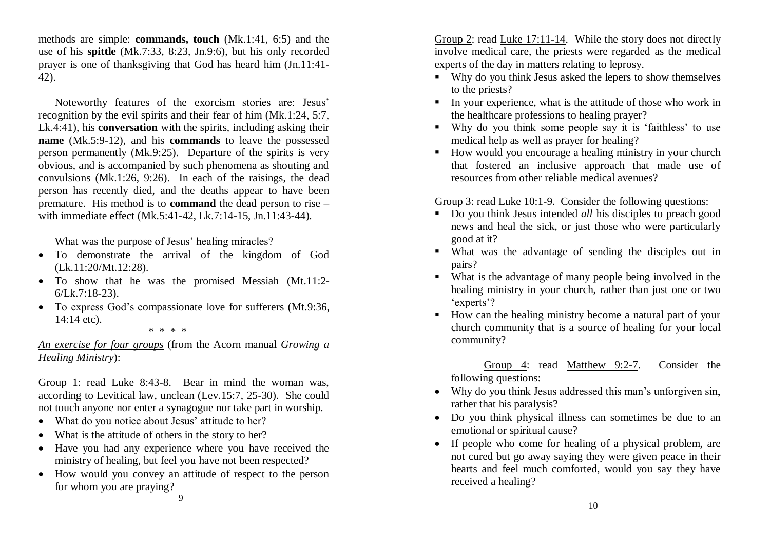methods are simple: **commands, touch** (Mk.1:41, 6:5) and the use of his **spittle** (Mk.7:33, 8:23, Jn.9:6), but his only recorded prayer is one of thanksgiving that God has heard him (Jn.11:41-42).

Noteworthy features of the exorcism stories are: Jesus' recognition by the evil spirits and their fear of him (Mk.1:24, 5:7, Lk.4:41), his **conversation** with the spirits, including asking their **name** (Mk.5:9-12), and his **commands** to leave the possessed person permanently (Mk.9:25). Departure of the spirits is very obvious, and is accompanied by such phenomena as shouting and convulsions (Mk.1:26, 9:26). In each of the raisings, the dead person has recently died, and the deaths appear to have been premature. His method is to **command** the dead person to rise – with immediate effect (Mk.5:41-42, Lk.7:14-15, Jn.11:43-44).

What was the purpose of Jesus' healing miracles?

- To demonstrate the arrival of the kingdom of God (Lk.11:20/Mt.12:28).
- To show that he was the promised Messiah (Mt.11:2-6/Lk.7:18-23).
- To express God's compassionate love for sufferers (Mt.9:36, 14:14 etc).

\* \* \* \*

*An exercise for four groups* (from the Acorn manual *Growing a Healing Ministry*):

Group 1: read Luke 8:43-8. Bear in mind the woman was, according to Levitical law, unclean (Lev.15:7, 25-30). She could not touch anyone nor enter a synagogue nor take part in worship.

- What do you notice about Jesus' attitude to her?
- What is the attitude of others in the story to her?
- Have you had any experience where you have received the ministry of healing, but feel you have not been respected?
- How would you convey an attitude of respect to the person for whom you are praying?

Group 2: read Luke 17:11-14. While the story does not directly involve medical care, the priests were regarded as the medical experts of the day in matters relating to leprosy.

- Why do you think Jesus asked the lepers to show themselves to the priests?
- In your experience, what is the attitude of those who work in the healthcare professions to healing prayer?
- Why do you think some people say it is 'faithless' to use medical help as well as prayer for healing?
- How would you encourage a healing ministry in your church that fostered an inclusive approach that made use of resources from other reliable medical avenues?

Group 3: read Luke 10:1-9. Consider the following questions:

- Do you think Jesus intended *all* his disciples to preach good news and heal the sick, or just those who were particularly good at it?
- What was the advantage of sending the disciples out in pairs?
- What is the advantage of many people being involved in the healing ministry in your church, rather than just one or two 'experts'?
- How can the healing ministry become a natural part of your church community that is a source of healing for your local community?

Group 4: read Matthew 9:2-7. Consider the following questions:

- Why do you think Jesus addressed this man's unforgiven sin, rather that his paralysis?
- Do you think physical illness can sometimes be due to an emotional or spiritual cause?
- If people who come for healing of a physical problem, are not cured but go away saying they were given peace in their hearts and feel much comforted, would you say they have received a healing?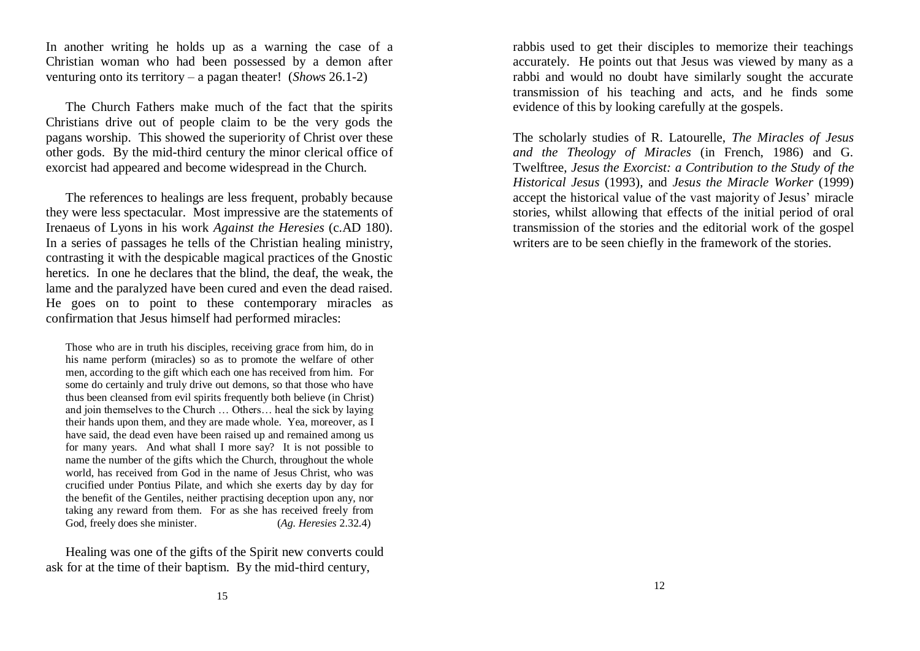In another writing he holds up as a warning the case of a Christian woman who had been possessed by a demon after venturing onto its territory – a pagan theater! (*Shows* 26.1-2)

The Church Fathers make much of the fact that the spirits Christians drive out of people claim to be the very gods the pagans worship. This showed the superiority of Christ over these other gods. By the mid-third century the minor clerical office of exorcist had appeared and become widespread in the Church.

The references to healings are less frequent, probably because they were less spectacular. Most impressive are the statements of Irenaeus of Lyons in his work *Against the Heresies* (c.AD 180). In a series of passages he tells of the Christian healing ministry, contrasting it with the despicable magical practices of the Gnostic heretics. In one he declares that the blind, the deaf, the weak, the lame and the paralyzed have been cured and even the dead raised. He goes on to point to these contemporary miracles as confirmation that Jesus himself had performed miracles:

> Those who are in truth his disciples, receiving grace from him, do in his name perform (miracles) so as to promote the welfare of other men, according to the gift which each one has received from him. For some do certainly and truly drive out demons, so that those who have thus been cleansed from evil spirits frequently both believe (in Christ) and join themselves to the Church … Others… heal the sick by laying their hands upon them, and they are made whole. Yea, moreover, as I have said, the dead even have been raised up and remained among us for many years. And what shall I more say? It is not possible to name the number of the gifts which the Church, throughout the whole world, has received from God in the name of Jesus Christ, who was crucified under Pontius Pilate, and which she exerts day by day for the benefit of the Gentiles, neither practising deception upon any, nor taking any reward from them. For as she has received freely from God, freely does she minister. (*Ag. Heresies* 2.32.4)

Healing was one of the gifts of the Spirit new converts could ask for at the time of their baptism. By the mid-third century,

rabbis used to get their disciples to memorize their teachings accurately. He points out that Jesus was viewed by many as a rabbi and would no doubt have similarly sought the accurate transmission of his teaching and acts, and he finds some evidence of this by looking carefully at the gospels.

The scholarly studies of R. Latourelle, *The Miracles of Jesus and the Theology of Miracles* (in French, 1986) and G. Twelftree, *Jesus the Exorcist: a Contribution to the Study of the Historical Jesus* (1993), and *Jesus the Miracle Worker* (1999) accept the historical value of the vast majority of Jesus' miracle stories, whilst allowing that effects of the initial period of oral transmission of the stories and the editorial work of the gospel writers are to be seen chiefly in the framework of the stories.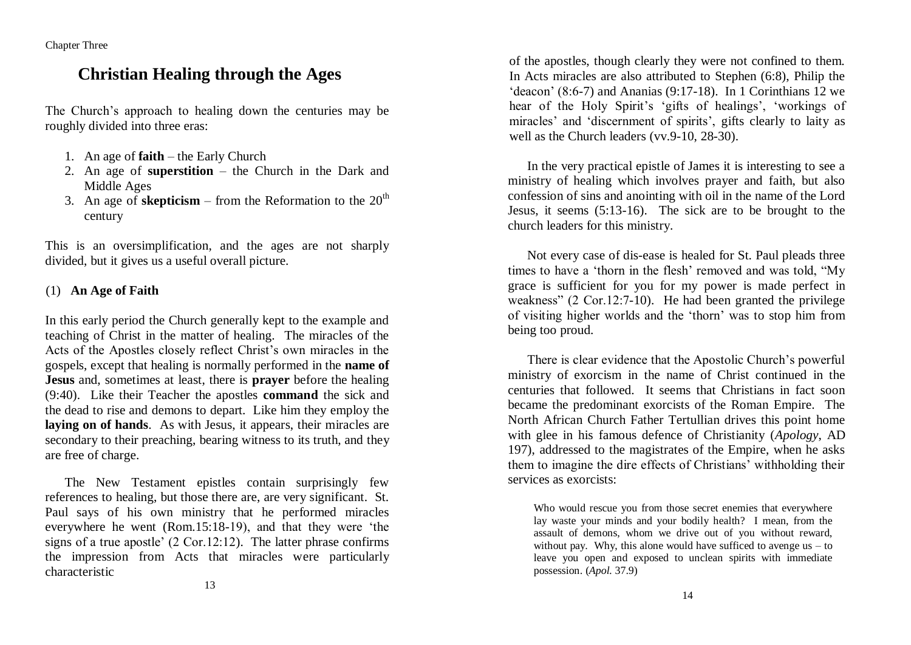# Christian Healing through the Ages

The Church's approach to healing down the centuries may be roughly divided into three eras:

1. An age of **faith** – the Early Church
2. An age of **superstition** – the Church in the Dark and Middle Ages
3. An age of **skepticism** – from the Reformation to the 20th century

This is an oversimplification, and the ages are not sharply divided, but it gives us a useful overall picture.

## (1) An Age of Faith

In this early period the Church generally kept to the example and teaching of Christ in the matter of healing. The miracles of the Acts of the Apostles closely reflect Christ's own miracles in the gospels, except that healing is normally performed in the **name of Jesus** and, sometimes at least, there is **prayer** before the healing (9:40). Like their Teacher the apostles **command** the sick and the dead to rise and demons to depart. Like him they employ the **laying on of hands**. As with Jesus, it appears, their miracles are secondary to their preaching, bearing witness to its truth, and they are free of charge.

The New Testament epistles contain surprisingly few references to healing, but those there are, are very significant. St. Paul says of his own ministry that he performed miracles everywhere he went (Rom.15:18-19), and that they were 'the signs of a true apostle' (2 Cor.12:12). The latter phrase confirms the impression from Acts that miracles were particularly characteristic of the apostles, though clearly they were not confined to them. In Acts miracles are also attributed to Stephen (6:8), Philip the 'deacon' (8:6-7) and Ananias (9:17-18). In 1 Corinthians 12 we hear of the Holy Spirit's 'gifts of healings', 'workings of miracles' and 'discernment of spirits', gifts clearly to laity as well as the Church leaders (vv.9-10, 28-30).

In the very practical epistle of James it is interesting to see a ministry of healing which involves prayer and faith, but also confession of sins and anointing with oil in the name of the Lord Jesus, it seems (5:13-16). The sick are to be brought to the church leaders for this ministry.

Not every case of dis-ease is healed for St. Paul pleads three times to have a 'thorn in the flesh' removed and was told, "My grace is sufficient for you for my power is made perfect in weakness" (2 Cor.12:7-10). He had been granted the privilege of visiting higher worlds and the 'thorn' was to stop him from being too proud.

There is clear evidence that the Apostolic Church's powerful ministry of exorcism in the name of Christ continued in the centuries that followed. It seems that Christians in fact soon became the predominant exorcists of the Roman Empire. The North African Church Father Tertullian drives this point home with glee in his famous defence of Christianity (*Apology*, AD 197), addressed to the magistrates of the Empire, when he asks them to imagine the dire effects of Christians' withholding their services as exorcists:

> Who would rescue you from those secret enemies that everywhere lay waste your minds and your bodily health? I mean, from the assault of demons, whom we drive out of you without reward, without pay. Why, this alone would have sufficed to avenge us – to leave you open and exposed to unclean spirits with immediate possession. (*Apol.* 37.9)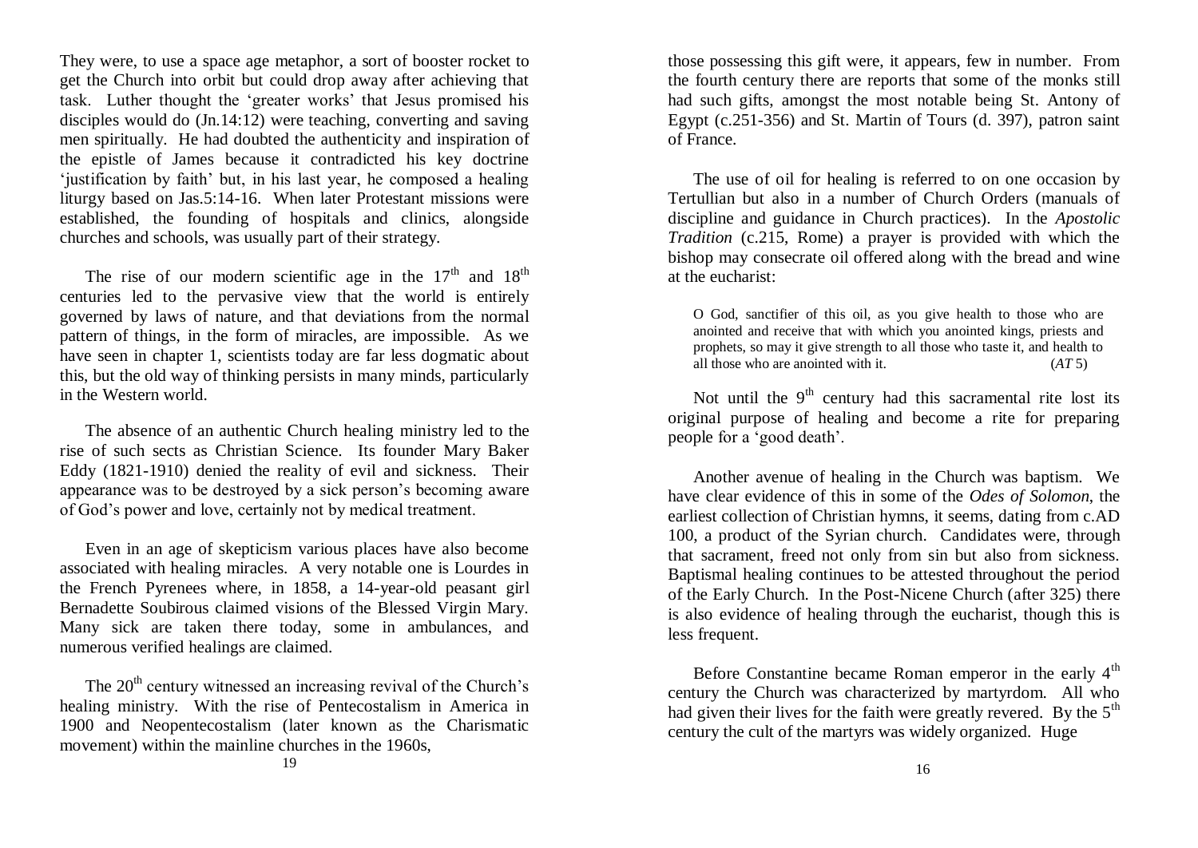They were, to use a space age metaphor, a sort of booster rocket to get the Church into orbit but could drop away after achieving that task. Luther thought the 'greater works' that Jesus promised his disciples would do (Jn.14:12) were teaching, converting and saving men spiritually. He had doubted the authenticity and inspiration of the epistle of James because it contradicted his key doctrine 'justification by faith' but, in his last year, he composed a healing liturgy based on Jas.5:14-16. When later Protestant missions were established, the founding of hospitals and clinics, alongside churches and schools, was usually part of their strategy.

The rise of our modern scientific age in the 17th and 18th centuries led to the pervasive view that the world is entirely governed by laws of nature, and that deviations from the normal pattern of things, in the form of miracles, are impossible. As we have seen in chapter 1, scientists today are far less dogmatic about this, but the old way of thinking persists in many minds, particularly in the Western world.

The absence of an authentic Church healing ministry led to the rise of such sects as Christian Science. Its founder Mary Baker Eddy (1821-1910) denied the reality of evil and sickness. Their appearance was to be destroyed by a sick person's becoming aware of God's power and love, certainly not by medical treatment.

Even in an age of skepticism various places have also become associated with healing miracles. A very notable one is Lourdes in the French Pyrenees where, in 1858, a 14-year-old peasant girl Bernadette Soubirous claimed visions of the Blessed Virgin Mary. Many sick are taken there today, some in ambulances, and numerous verified healings are claimed.

The 20th century witnessed an increasing revival of the Church's healing ministry. With the rise of Pentecostalism in America in 1900 and Neopentecostalism (later known as the Charismatic movement) within the mainline churches in the 1960s,

those possessing this gift were, it appears, few in number. From the fourth century there are reports that some of the monks still had such gifts, amongst the most notable being St. Antony of Egypt (c.251-356) and St. Martin of Tours (d. 397), patron saint of France.

The use of oil for healing is referred to on one occasion by Tertullian but also in a number of Church Orders (manuals of discipline and guidance in Church practices). In the *Apostolic Tradition* (c.215, Rome) a prayer is provided with which the bishop may consecrate oil offered along with the bread and wine at the eucharist:

> O God, sanctifier of this oil, as you give health to those who are anointed and receive that with which you anointed kings, priests and prophets, so may it give strength to all those who taste it, and health to all those who are anointed with it. (*AT* 5)

Not until the 9th century had this sacramental rite lost its original purpose of healing and become a rite for preparing people for a 'good death'.

Another avenue of healing in the Church was baptism. We have clear evidence of this in some of the *Odes of Solomon*, the earliest collection of Christian hymns, it seems, dating from c.AD 100, a product of the Syrian church. Candidates were, through that sacrament, freed not only from sin but also from sickness. Baptismal healing continues to be attested throughout the period of the Early Church. In the Post-Nicene Church (after 325) there is also evidence of healing through the eucharist, though this is less frequent.

Before Constantine became Roman emperor in the early 4th century the Church was characterized by martyrdom. All who had given their lives for the faith were greatly revered. By the 5th century the cult of the martyrs was widely organized. Huge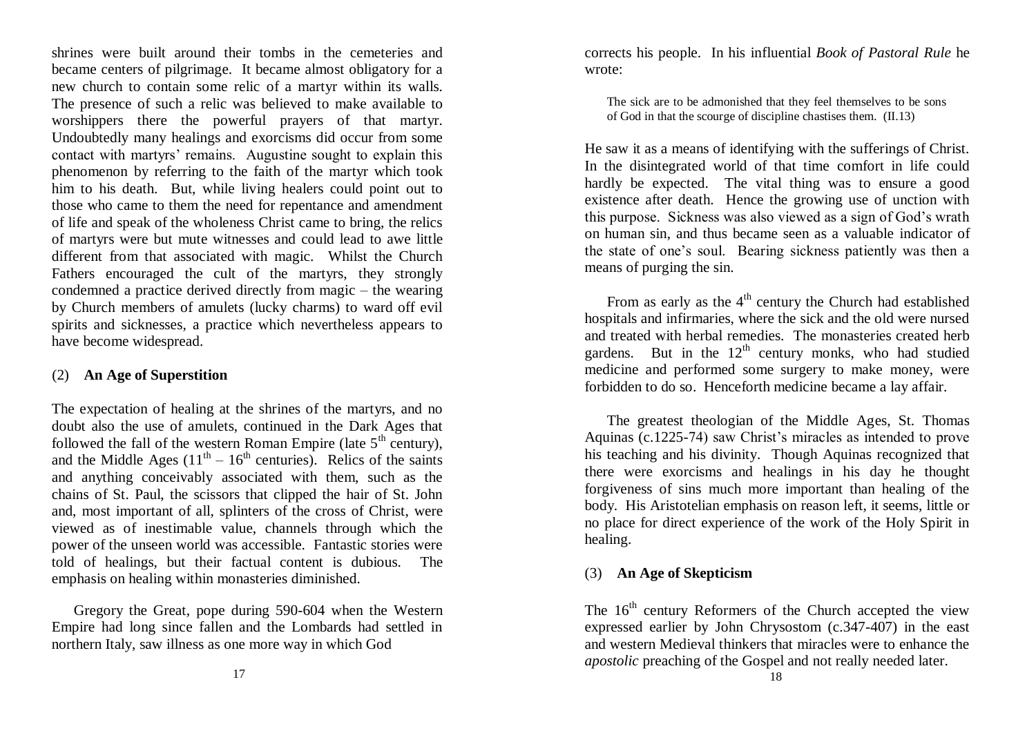shrines were built around their tombs in the cemeteries and became centers of pilgrimage. It became almost obligatory for a new church to contain some relic of a martyr within its walls. The presence of such a relic was believed to make available to worshippers there the powerful prayers of that martyr. Undoubtedly many healings and exorcisms did occur from some contact with martyrs' remains. Augustine sought to explain this phenomenon by referring to the faith of the martyr which took him to his death. But, while living healers could point out to those who came to them the need for repentance and amendment of life and speak of the wholeness Christ came to bring, the relics of martyrs were but mute witnesses and could lead to awe little different from that associated with magic. Whilst the Church Fathers encouraged the cult of the martyrs, they strongly condemned a practice derived directly from magic – the wearing by Church members of amulets (lucky charms) to ward off evil spirits and sicknesses, a practice which nevertheless appears to have become widespread.

## (2) An Age of Superstition

The expectation of healing at the shrines of the martyrs, and no doubt also the use of amulets, continued in the Dark Ages that followed the fall of the western Roman Empire (late 5th century), and the Middle Ages (11th – 16th centuries). Relics of the saints and anything conceivably associated with them, such as the chains of St. Paul, the scissors that clipped the hair of St. John and, most important of all, splinters of the cross of Christ, were viewed as of inestimable value, channels through which the power of the unseen world was accessible. Fantastic stories were told of healings, but their factual content is dubious. The emphasis on healing within monasteries diminished.

Gregory the Great, pope during 590-604 when the Western Empire had long since fallen and the Lombards had settled in northern Italy, saw illness as one more way in which God corrects his people. In his influential *Book of Pastoral Rule* he wrote:

> The sick are to be admonished that they feel themselves to be sons of God in that the scourge of discipline chastises them. (II.13)

He saw it as a means of identifying with the sufferings of Christ. In the disintegrated world of that time comfort in life could hardly be expected. The vital thing was to ensure a good existence after death. Hence the growing use of unction with this purpose. Sickness was also viewed as a sign of God's wrath on human sin, and thus became seen as a valuable indicator of the state of one's soul. Bearing sickness patiently was then a means of purging the sin.

From as early as the 4th century the Church had established hospitals and infirmaries, where the sick and the old were nursed and treated with herbal remedies. The monasteries created herb gardens. But in the 12th century monks, who had studied medicine and performed some surgery to make money, were forbidden to do so. Henceforth medicine became a lay affair.

The greatest theologian of the Middle Ages, St. Thomas Aquinas (c.1225-74) saw Christ's miracles as intended to prove his teaching and his divinity. Though Aquinas recognized that there were exorcisms and healings in his day he thought forgiveness of sins much more important than healing of the body. His Aristotelian emphasis on reason left, it seems, little or no place for direct experience of the work of the Holy Spirit in healing.

## (3) An Age of Skepticism

The 16th century Reformers of the Church accepted the view expressed earlier by John Chrysostom (c.347-407) in the east and western Medieval thinkers that miracles were to enhance the *apostolic* preaching of the Gospel and not really needed later.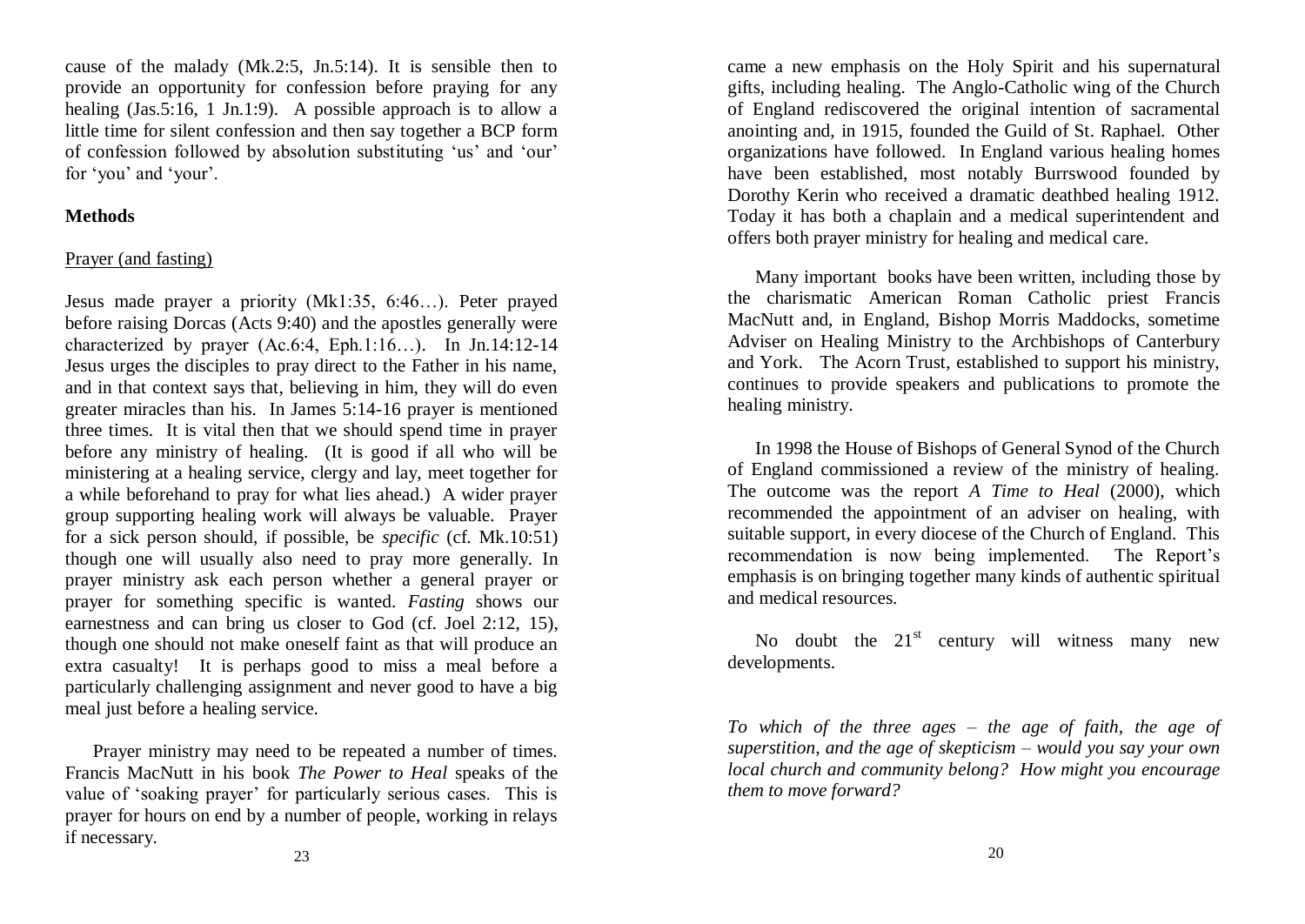cause of the malady (Mk.2:5, Jn.5:14). It is sensible then to provide an opportunity for confession before praying for any healing (Jas.5:16, 1 Jn.1:9). A possible approach is to allow a little time for silent confession and then say together a BCP form of confession followed by absolution substituting 'us' and 'our' for 'you' and 'your'.

## Methods

### Prayer (and fasting)

Jesus made prayer a priority (Mk1:35, 6:46…). Peter prayed before raising Dorcas (Acts 9:40) and the apostles generally were characterized by prayer (Ac.6:4, Eph.1:16…). In Jn.14:12-14 Jesus urges the disciples to pray direct to the Father in his name, and in that context says that, believing in him, they will do even greater miracles than his. In James 5:14-16 prayer is mentioned three times. It is vital then that we should spend time in prayer before any ministry of healing. (It is good if all who will be ministering at a healing service, clergy and lay, meet together for a while beforehand to pray for what lies ahead.) A wider prayer group supporting healing work will always be valuable. Prayer for a sick person should, if possible, be *specific* (cf. Mk.10:51) though one will usually also need to pray more generally. In prayer ministry ask each person whether a general prayer or prayer for something specific is wanted. *Fasting* shows our earnestness and can bring us closer to God (cf. Joel 2:12, 15), though one should not make oneself faint as that will produce an extra casualty! It is perhaps good to miss a meal before a particularly challenging assignment and never good to have a big meal just before a healing service.

Prayer ministry may need to be repeated a number of times. Francis MacNutt in his book *The Power to Heal* speaks of the value of 'soaking prayer' for particularly serious cases. This is prayer for hours on end by a number of people, working in relays if necessary.

came a new emphasis on the Holy Spirit and his supernatural gifts, including healing. The Anglo-Catholic wing of the Church of England rediscovered the original intention of sacramental anointing and, in 1915, founded the Guild of St. Raphael. Other organizations have followed. In England various healing homes have been established, most notably Burrswood founded by Dorothy Kerin who received a dramatic deathbed healing 1912. Today it has both a chaplain and a medical superintendent and offers both prayer ministry for healing and medical care.

Many important books have been written, including those by the charismatic American Roman Catholic priest Francis MacNutt and, in England, Bishop Morris Maddocks, sometime Adviser on Healing Ministry to the Archbishops of Canterbury and York. The Acorn Trust, established to support his ministry, continues to provide speakers and publications to promote the healing ministry.

In 1998 the House of Bishops of General Synod of the Church of England commissioned a review of the ministry of healing. The outcome was the report *A Time to Heal* (2000), which recommended the appointment of an adviser on healing, with suitable support, in every diocese of the Church of England. This recommendation is now being implemented. The Report's emphasis is on bringing together many kinds of authentic spiritual and medical resources.

No doubt the 21st century will witness many new developments.

*To which of the three ages – the age of faith, the age of superstition, and the age of skepticism – would you say your own local church and community belong? How might you encourage them to move forward?*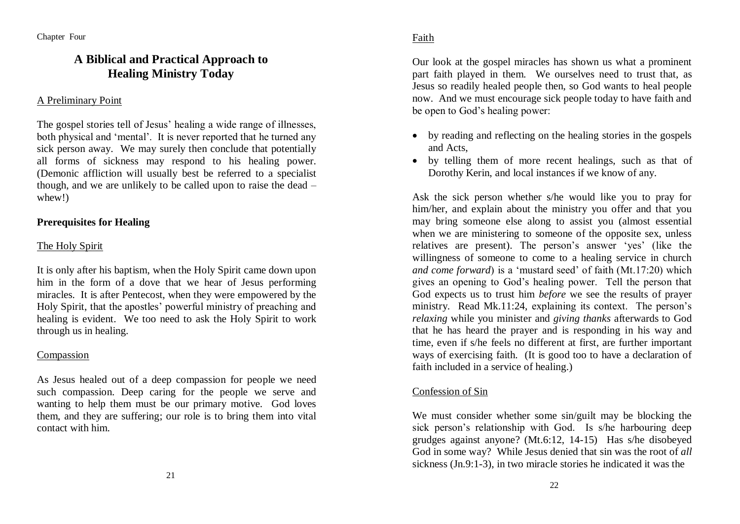Chapter Four

# A Biblical and Practical Approach to Healing Ministry Today

A Preliminary Point

The gospel stories tell of Jesus' healing a wide range of illnesses, both physical and 'mental'. It is never reported that he turned any sick person away. We may surely then conclude that potentially all forms of sickness may respond to his healing power. (Demonic affliction will usually best be referred to a specialist though, and we are unlikely to be called upon to raise the dead – whew!)

## Prerequisites for Healing

### The Holy Spirit

It is only after his baptism, when the Holy Spirit came down upon him in the form of a dove that we hear of Jesus performing miracles. It is after Pentecost, when they were empowered by the Holy Spirit, that the apostles' powerful ministry of preaching and healing is evident. We too need to ask the Holy Spirit to work through us in healing.

### Compassion

As Jesus healed out of a deep compassion for people we need such compassion. Deep caring for the people we serve and wanting to help them must be our primary motive. God loves them, and they are suffering; our role is to bring them into vital contact with him.

### Faith

Our look at the gospel miracles has shown us what a prominent part faith played in them. We ourselves need to trust that, as Jesus so readily healed people then, so God wants to heal people now. And we must encourage sick people today to have faith and be open to God's healing power:

- by reading and reflecting on the healing stories in the gospels and Acts,
- by telling them of more recent healings, such as that of Dorothy Kerin, and local instances if we know of any.

Ask the sick person whether s/he would like you to pray for him/her, and explain about the ministry you offer and that you may bring someone else along to assist you (almost essential when we are ministering to someone of the opposite sex, unless relatives are present). The person's answer 'yes' (like the willingness of someone to come to a healing service in church *and come forward*) is a 'mustard seed' of faith (Mt.17:20) which gives an opening to God's healing power. Tell the person that God expects us to trust him *before* we see the results of prayer ministry. Read Mk.11:24, explaining its context. The person's *relaxing* while you minister and *giving thanks* afterwards to God that he has heard the prayer and is responding in his way and time, even if s/he feels no different at first, are further important ways of exercising faith. (It is good too to have a declaration of faith included in a service of healing.)

### Confession of Sin

We must consider whether some sin/guilt may be blocking the sick person's relationship with God. Is s/he harbouring deep grudges against anyone? (Mt.6:12, 14-15) Has s/he disobeyed God in some way? While Jesus denied that sin was the root of *all* sickness (Jn.9:1-3), in two miracle stories he indicated it was the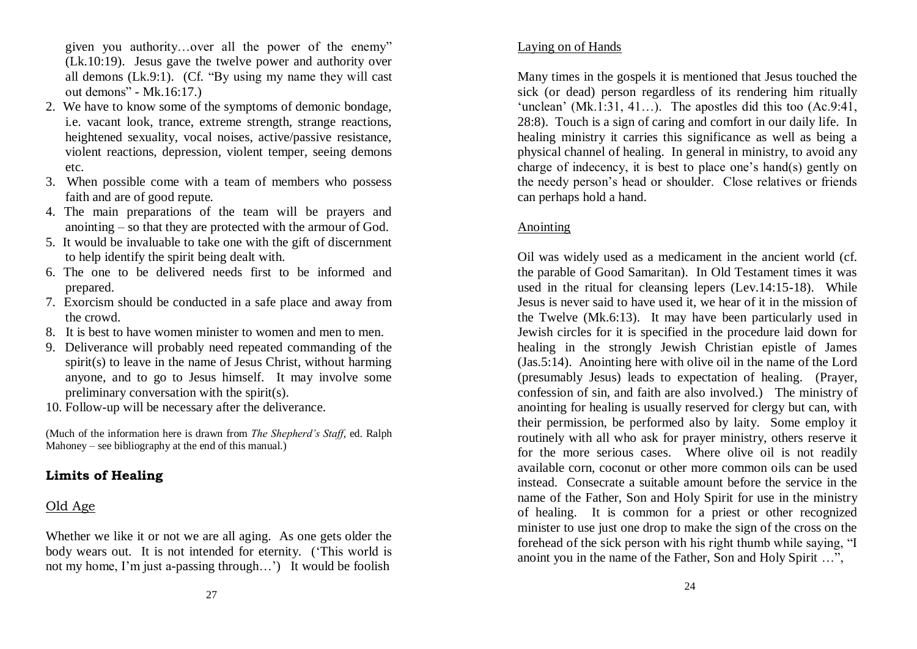given you authority…over all the power of the enemy" (Lk.10:19). Jesus gave the twelve power and authority over all demons (Lk.9:1). (Cf. "By using my name they will cast out demons" - Mk.16:17.)

2. We have to know some of the symptoms of demonic bondage, i.e. vacant look, trance, extreme strength, strange reactions, heightened sexuality, vocal noises, active/passive resistance, violent reactions, depression, violent temper, seeing demons etc.
3. When possible come with a team of members who possess faith and are of good repute.
4. The main preparations of the team will be prayers and anointing – so that they are protected with the armour of God.
5. It would be invaluable to take one with the gift of discernment to help identify the spirit being dealt with.
6. The one to be delivered needs first to be informed and prepared.
7. Exorcism should be conducted in a safe place and away from the crowd.
8. It is best to have women minister to women and men to men.
9. Deliverance will probably need repeated commanding of the spirit(s) to leave in the name of Jesus Christ, without harming anyone, and to go to Jesus himself. It may involve some preliminary conversation with the spirit(s).
10. Follow-up will be necessary after the deliverance.

(Much of the information here is drawn from *The Shepherd's Staff*, ed. Ralph Mahoney – see bibliography at the end of this manual.)

## Limits of Healing

### Old Age

Whether we like it or not we are all aging. As one gets older the body wears out. It is not intended for eternity. ('This world is not my home, I'm just a-passing through…') It would be foolish

### Laying on of Hands

Many times in the gospels it is mentioned that Jesus touched the sick (or dead) person regardless of its rendering him ritually 'unclean' (Mk.1:31, 41…). The apostles did this too (Ac.9:41, 28:8). Touch is a sign of caring and comfort in our daily life. In healing ministry it carries this significance as well as being a physical channel of healing. In general in ministry, to avoid any charge of indecency, it is best to place one's hand(s) gently on the needy person's head or shoulder. Close relatives or friends can perhaps hold a hand.

### Anointing

Oil was widely used as a medicament in the ancient world (cf. the parable of Good Samaritan). In Old Testament times it was used in the ritual for cleansing lepers (Lev.14:15-18). While Jesus is never said to have used it, we hear of it in the mission of the Twelve (Mk.6:13). It may have been particularly used in Jewish circles for it is specified in the procedure laid down for healing in the strongly Jewish Christian epistle of James (Jas.5:14). Anointing here with olive oil in the name of the Lord (presumably Jesus) leads to expectation of healing. (Prayer, confession of sin, and faith are also involved.) The ministry of anointing for healing is usually reserved for clergy but can, with their permission, be performed also by laity. Some employ it routinely with all who ask for prayer ministry, others reserve it for the more serious cases. Where olive oil is not readily available corn, coconut or other more common oils can be used instead. Consecrate a suitable amount before the service in the name of the Father, Son and Holy Spirit for use in the ministry of healing. It is common for a priest or other recognized minister to use just one drop to make the sign of the cross on the forehead of the sick person with his right thumb while saying, "I anoint you in the name of the Father, Son and Holy Spirit …",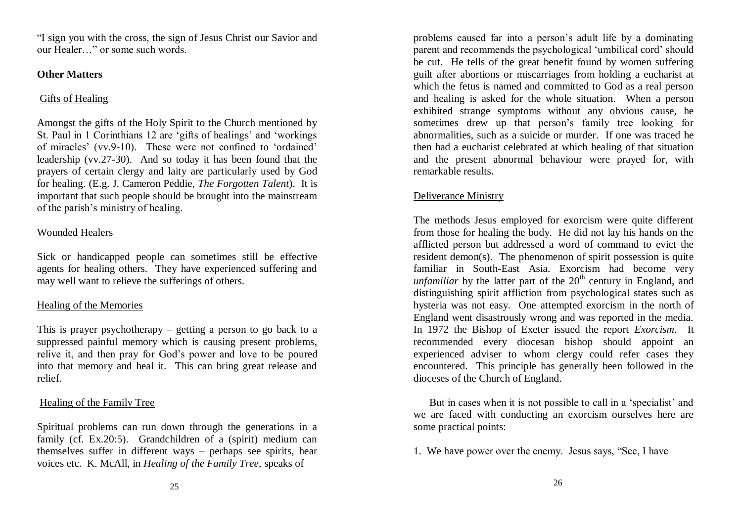"I sign you with the cross, the sign of Jesus Christ our Savior and our Healer…" or some such words.

**Other Matters**

Gifts of Healing

Amongst the gifts of the Holy Spirit to the Church mentioned by St. Paul in 1 Corinthians 12 are 'gifts of healings' and 'workings of miracles' (vv.9-10). These were not confined to 'ordained' leadership (vv.27-30). And so today it has been found that the prayers of certain clergy and laity are particularly used by God for healing. (E.g. J. Cameron Peddie, *The Forgotten Talent*). It is important that such people should be brought into the mainstream of the parish's ministry of healing.

Wounded Healers

Sick or handicapped people can sometimes still be effective agents for healing others. They have experienced suffering and may well want to relieve the sufferings of others.

Healing of the Memories

This is prayer psychotherapy – getting a person to go back to a suppressed painful memory which is causing present problems, relive it, and then pray for God's power and love to be poured into that memory and heal it. This can bring great release and relief.

Healing of the Family Tree

Spiritual problems can run down through the generations in a family (cf. Ex.20:5). Grandchildren of a (spirit) medium can themselves suffer in different ways – perhaps see spirits, hear voices etc. K. McAll, in *Healing of the Family Tree,* speaks of problems caused far into a person's adult life by a dominating parent and recommends the psychological 'umbilical cord' should be cut. He tells of the great benefit found by women suffering guilt after abortions or miscarriages from holding a eucharist at which the fetus is named and committed to God as a real person and healing is asked for the whole situation. When a person exhibited strange symptoms without any obvious cause, he sometimes drew up that person's family tree looking for abnormalities, such as a suicide or murder. If one was traced he then had a eucharist celebrated at which healing of that situation and the present abnormal behaviour were prayed for, with remarkable results.

Deliverance Ministry

The methods Jesus employed for exorcism were quite different from those for healing the body. He did not lay his hands on the afflicted person but addressed a word of command to evict the resident demon(s). The phenomenon of spirit possession is quite familiar in South-East Asia. Exorcism had become very *unfamiliar* by the latter part of the 20th century in England, and distinguishing spirit affliction from psychological states such as hysteria was not easy. One attempted exorcism in the north of England went disastrously wrong and was reported in the media. In 1972 the Bishop of Exeter issued the report *Exorcism*. It recommended every diocesan bishop should appoint an experienced adviser to whom clergy could refer cases they encountered. This principle has generally been followed in the dioceses of the Church of England.

But in cases when it is not possible to call in a 'specialist' and we are faced with conducting an exorcism ourselves here are some practical points:

1. We have power over the enemy. Jesus says, "See, I have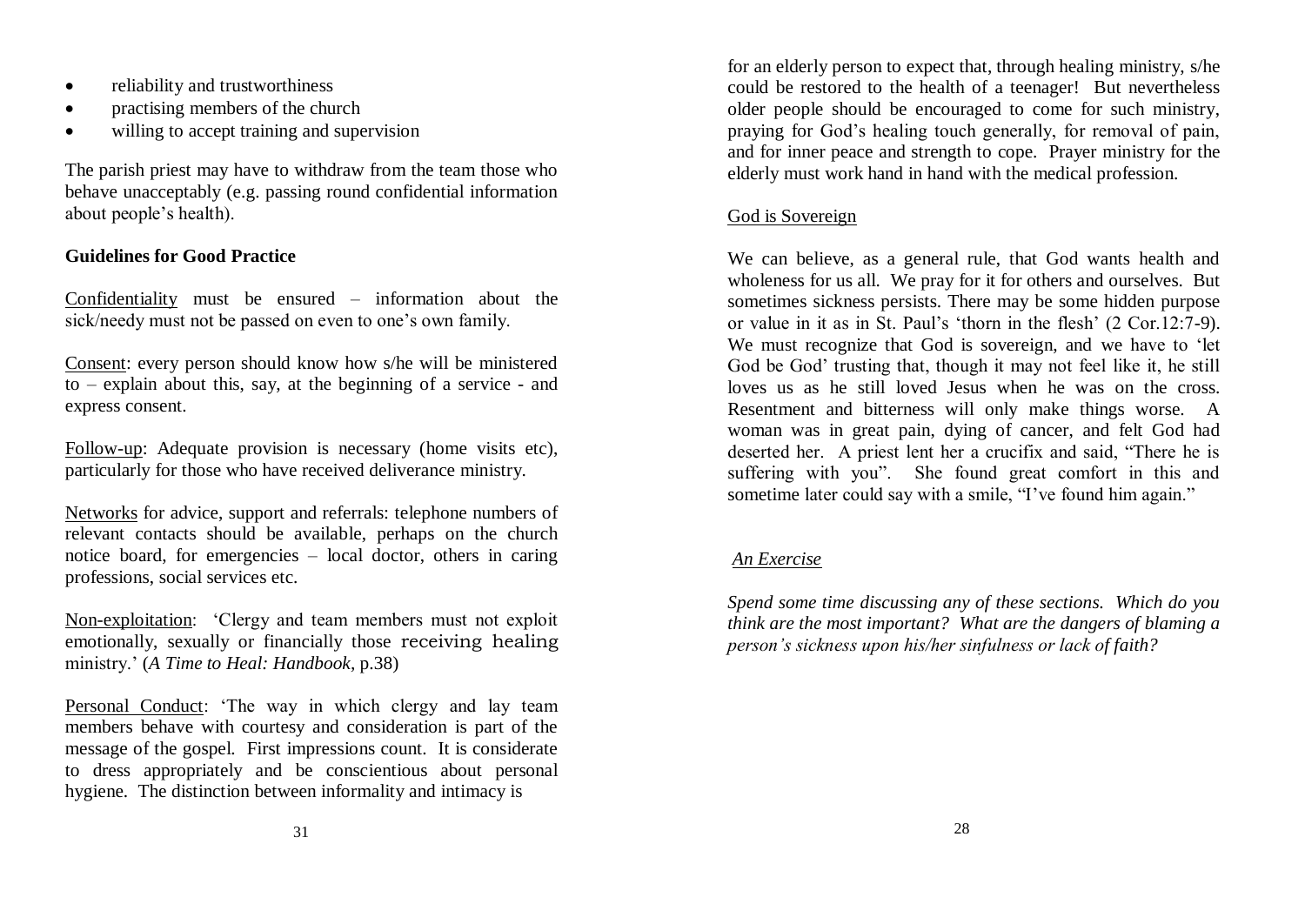- reliability and trustworthiness
- practising members of the church
- willing to accept training and supervision

The parish priest may have to withdraw from the team those who behave unacceptably (e.g. passing round confidential information about people's health).

**Guidelines for Good Practice**

Confidentiality must be ensured – information about the sick/needy must not be passed on even to one's own family.

Consent: every person should know how s/he will be ministered to – explain about this, say, at the beginning of a service - and express consent.

Follow-up: Adequate provision is necessary (home visits etc), particularly for those who have received deliverance ministry.

Networks for advice, support and referrals: telephone numbers of relevant contacts should be available, perhaps on the church notice board, for emergencies – local doctor, others in caring professions, social services etc.

Non-exploitation: 'Clergy and team members must not exploit emotionally, sexually or financially those receiving healing ministry.' (*A Time to Heal: Handbook*, p.38)

Personal Conduct: 'The way in which clergy and lay team members behave with courtesy and consideration is part of the message of the gospel. First impressions count. It is considerate to dress appropriately and be conscientious about personal hygiene. The distinction between informality and intimacy is

for an elderly person to expect that, through healing ministry, s/he could be restored to the health of a teenager! But nevertheless older people should be encouraged to come for such ministry, praying for God's healing touch generally, for removal of pain, and for inner peace and strength to cope. Prayer ministry for the elderly must work hand in hand with the medical profession.

God is Sovereign

We can believe, as a general rule, that God wants health and wholeness for us all. We pray for it for others and ourselves. But sometimes sickness persists. There may be some hidden purpose or value in it as in St. Paul's 'thorn in the flesh' (2 Cor.12:7-9). We must recognize that God is sovereign, and we have to 'let God be God' trusting that, though it may not feel like it, he still loves us as he still loved Jesus when he was on the cross. Resentment and bitterness will only make things worse. A woman was in great pain, dying of cancer, and felt God had deserted her. A priest lent her a crucifix and said, "There he is suffering with you". She found great comfort in this and sometime later could say with a smile, "I've found him again."

*An Exercise*

*Spend some time discussing any of these sections. Which do you think are the most important? What are the dangers of blaming a person's sickness upon his/her sinfulness or lack of faith?*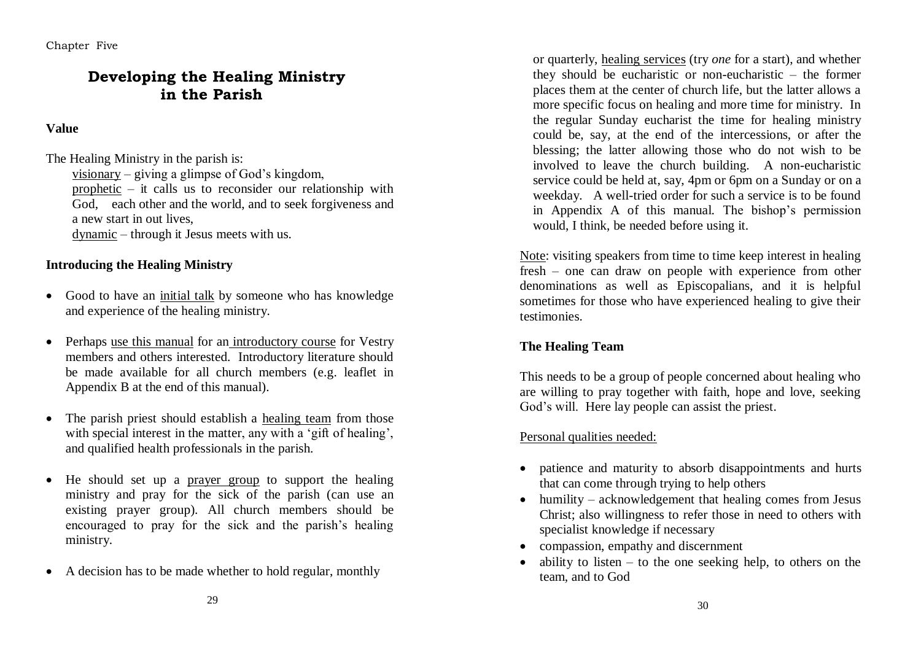Chapter Five

# Developing the Healing Ministry in the Parish

### Value

The Healing Ministry in the parish is:

visionary – giving a glimpse of God's kingdom,
prophetic – it calls us to reconsider our relationship with God, each other and the world, and to seek forgiveness and a new start in out lives,
dynamic – through it Jesus meets with us.

### Introducing the Healing Ministry

- Good to have an initial talk by someone who has knowledge and experience of the healing ministry.
- Perhaps use this manual for an introductory course for Vestry members and others interested. Introductory literature should be made available for all church members (e.g. leaflet in Appendix B at the end of this manual).
- The parish priest should establish a healing team from those with special interest in the matter, any with a 'gift of healing', and qualified health professionals in the parish.
- He should set up a prayer group to support the healing ministry and pray for the sick of the parish (can use an existing prayer group). All church members should be encouraged to pray for the sick and the parish's healing ministry.
- A decision has to be made whether to hold regular, monthly or quarterly, healing services (try *one* for a start), and whether they should be eucharistic or non-eucharistic – the former places them at the center of church life, but the latter allows a more specific focus on healing and more time for ministry. In the regular Sunday eucharist the time for healing ministry could be, say, at the end of the intercessions, or after the blessing; the latter allowing those who do not wish to be involved to leave the church building. A non-eucharistic service could be held at, say, 4pm or 6pm on a Sunday or on a weekday. A well-tried order for such a service is to be found in Appendix A of this manual. The bishop's permission would, I think, be needed before using it.

Note: visiting speakers from time to time keep interest in healing fresh – one can draw on people with experience from other denominations as well as Episcopalians, and it is helpful sometimes for those who have experienced healing to give their testimonies.

### The Healing Team

This needs to be a group of people concerned about healing who are willing to pray together with faith, hope and love, seeking God's will. Here lay people can assist the priest.

Personal qualities needed:

- patience and maturity to absorb disappointments and hurts that can come through trying to help others
- humility – acknowledgement that healing comes from Jesus Christ; also willingness to refer those in need to others with specialist knowledge if necessary
- compassion, empathy and discernment
- ability to listen – to the one seeking help, to others on the team, and to God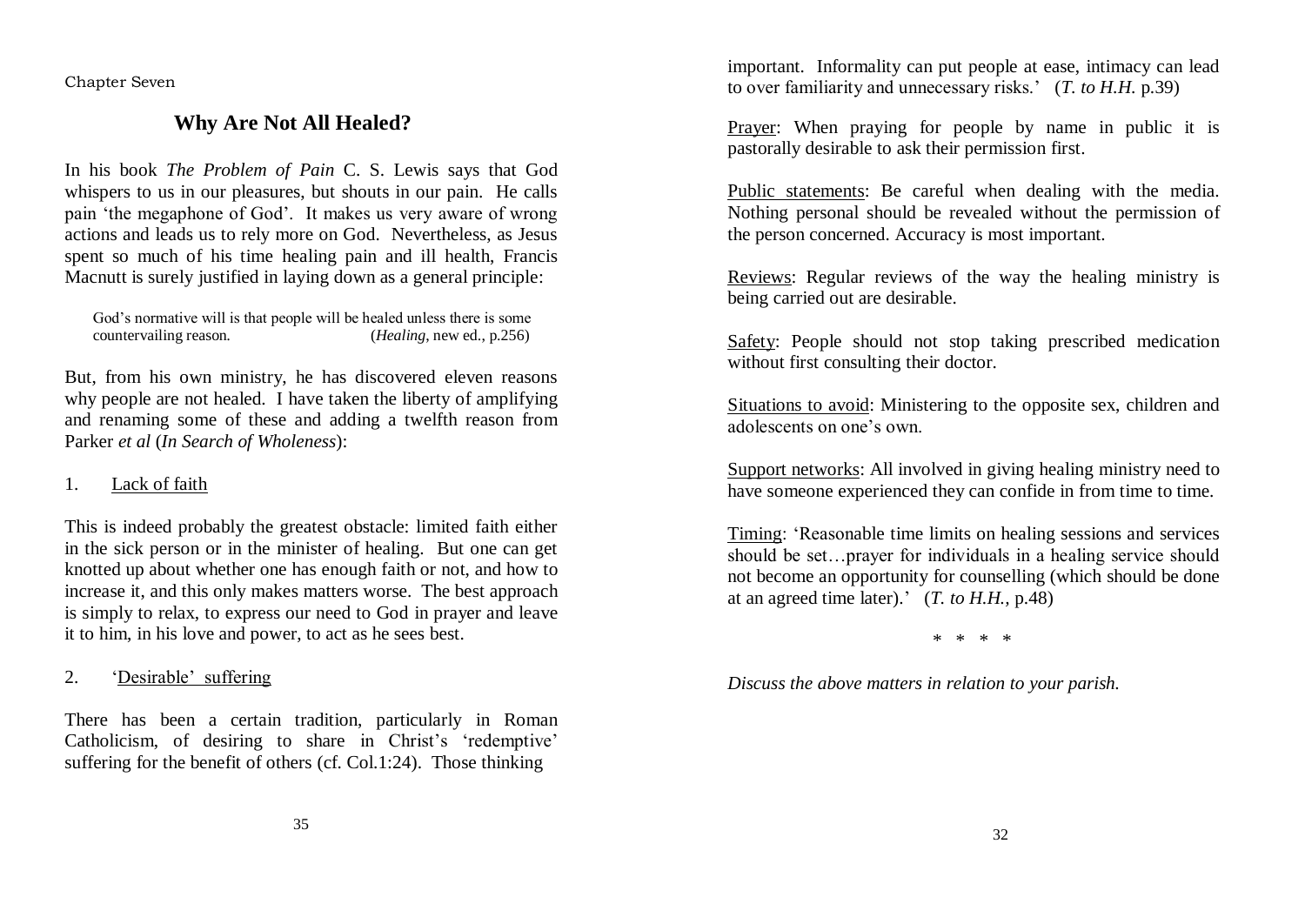Chapter Seven

## Why Are Not All Healed?

In his book *The Problem of Pain* C. S. Lewis says that God whispers to us in our pleasures, but shouts in our pain. He calls pain 'the megaphone of God'. It makes us very aware of wrong actions and leads us to rely more on God. Nevertheless, as Jesus spent so much of his time healing pain and ill health, Francis Macnutt is surely justified in laying down as a general principle:

> God's normative will is that people will be healed unless there is some countervailing reason. (*Healing*, new ed., p.256)

But, from his own ministry, he has discovered eleven reasons why people are not healed. I have taken the liberty of amplifying and renaming some of these and adding a twelfth reason from Parker *et al* (*In Search of Wholeness*):

1. Lack of faith

This is indeed probably the greatest obstacle: limited faith either in the sick person or in the minister of healing. But one can get knotted up about whether one has enough faith or not, and how to increase it, and this only makes matters worse. The best approach is simply to relax, to express our need to God in prayer and leave it to him, in his love and power, to act as he sees best.

2. 'Desirable' suffering

There has been a certain tradition, particularly in Roman Catholicism, of desiring to share in Christ's 'redemptive' suffering for the benefit of others (cf. Col.1:24). Those thinking

important. Informality can put people at ease, intimacy can lead to over familiarity and unnecessary risks.' (*T. to H.H.* p.39)

Prayer: When praying for people by name in public it is pastorally desirable to ask their permission first.

Public statements: Be careful when dealing with the media. Nothing personal should be revealed without the permission of the person concerned. Accuracy is most important.

Reviews: Regular reviews of the way the healing ministry is being carried out are desirable.

Safety: People should not stop taking prescribed medication without first consulting their doctor.

Situations to avoid: Ministering to the opposite sex, children and adolescents on one's own.

Support networks: All involved in giving healing ministry need to have someone experienced they can confide in from time to time.

Timing: 'Reasonable time limits on healing sessions and services should be set…prayer for individuals in a healing service should not become an opportunity for counselling (which should be done at an agreed time later).' (*T. to H.H.*, p.48)

\* \* \* \*

*Discuss the above matters in relation to your parish.*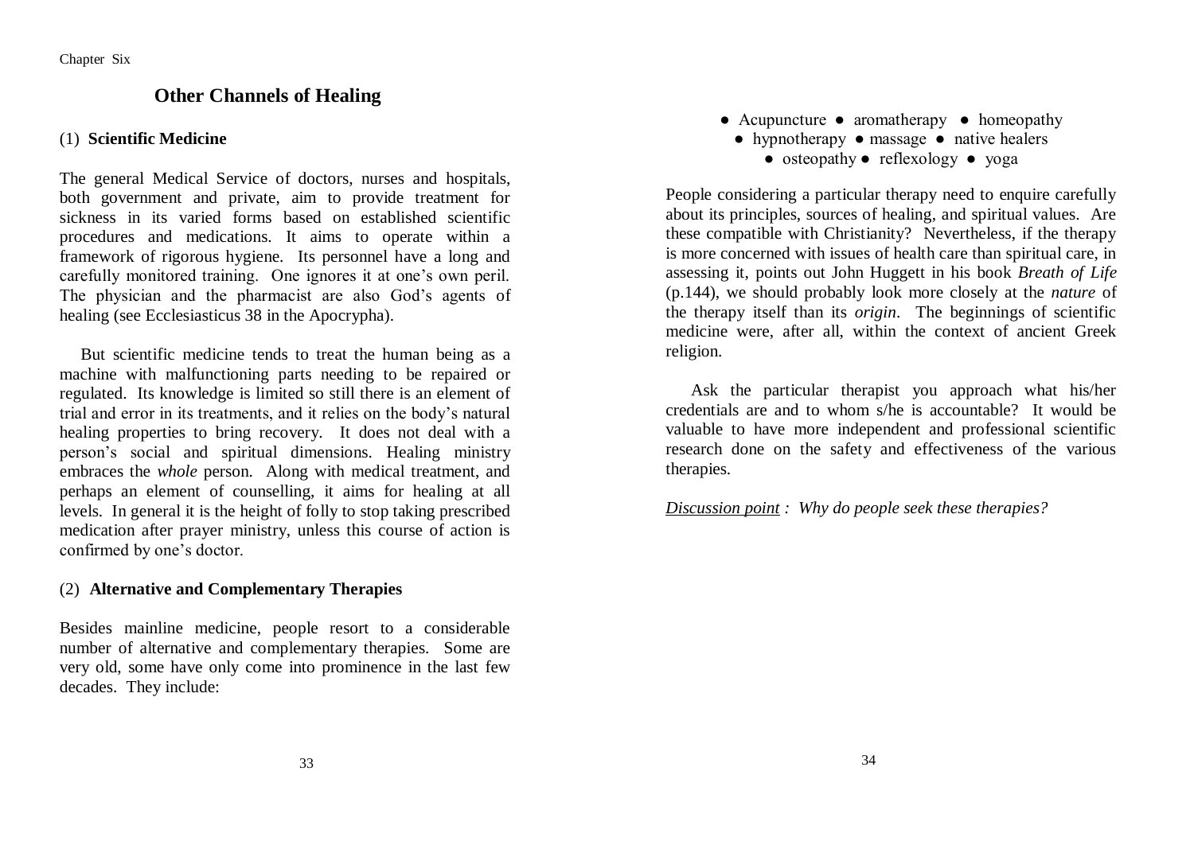Chapter Six

## Other Channels of Healing

### (1) Scientific Medicine

The general Medical Service of doctors, nurses and hospitals, both government and private, aim to provide treatment for sickness in its varied forms based on established scientific procedures and medications. It aims to operate within a framework of rigorous hygiene. Its personnel have a long and carefully monitored training. One ignores it at one's own peril. The physician and the pharmacist are also God's agents of healing (see Ecclesiasticus 38 in the Apocrypha).

But scientific medicine tends to treat the human being as a machine with malfunctioning parts needing to be repaired or regulated. Its knowledge is limited so still there is an element of trial and error in its treatments, and it relies on the body's natural healing properties to bring recovery. It does not deal with a person's social and spiritual dimensions. Healing ministry embraces the *whole* person. Along with medical treatment, and perhaps an element of counselling, it aims for healing at all levels. In general it is the height of folly to stop taking prescribed medication after prayer ministry, unless this course of action is confirmed by one's doctor.

### (2) Alternative and Complementary Therapies

Besides mainline medicine, people resort to a considerable number of alternative and complementary therapies. Some are very old, some have only come into prominence in the last few decades. They include:

- Acupuncture
- aromatherapy
- homeopathy
- hypnotherapy
- massage
- native healers
- osteopathy
- reflexology
- yoga

People considering a particular therapy need to enquire carefully about its principles, sources of healing, and spiritual values. Are these compatible with Christianity? Nevertheless, if the therapy is more concerned with issues of health care than spiritual care, in assessing it, points out John Huggett in his book *Breath of Life* (p.144), we should probably look more closely at the *nature* of the therapy itself than its *origin*. The beginnings of scientific medicine were, after all, within the context of ancient Greek religion.

Ask the particular therapist you approach what his/her credentials are and to whom s/he is accountable? It would be valuable to have more independent and professional scientific research done on the safety and effectiveness of the various therapies.

*Discussion point : Why do people seek these therapies?*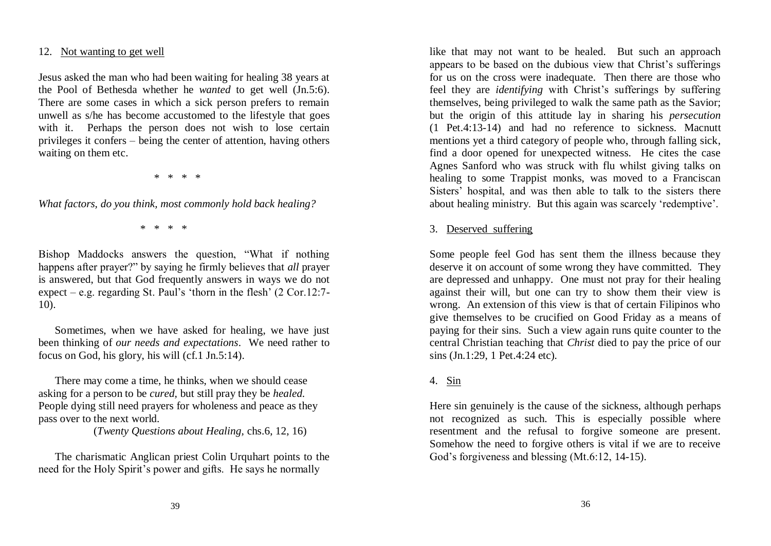12. Not wanting to get well

Jesus asked the man who had been waiting for healing 38 years at the Pool of Bethesda whether he *wanted* to get well (Jn.5:6). There are some cases in which a sick person prefers to remain unwell as s/he has become accustomed to the lifestyle that goes with it. Perhaps the person does not wish to lose certain privileges it confers – being the center of attention, having others waiting on them etc.

\* \* \* \*

*What factors, do you think, most commonly hold back healing?*

\* \* \* \*

Bishop Maddocks answers the question, "What if nothing happens after prayer?" by saying he firmly believes that *all* prayer is answered, but that God frequently answers in ways we do not expect – e.g. regarding St. Paul's 'thorn in the flesh' (2 Cor.12:7-10).

Sometimes, when we have asked for healing, we have just been thinking of *our needs and expectations*. We need rather to focus on God, his glory, his will (cf.1 Jn.5:14).

There may come a time, he thinks, when we should cease asking for a person to be *cured*, but still pray they be *healed*. People dying still need prayers for wholeness and peace as they pass over to the next world.

(*Twenty Questions about Healing*, chs.6, 12, 16)

The charismatic Anglican priest Colin Urquhart points to the need for the Holy Spirit's power and gifts. He says he normally

like that may not want to be healed. But such an approach appears to be based on the dubious view that Christ's sufferings for us on the cross were inadequate. Then there are those who feel they are *identifying* with Christ's sufferings by suffering themselves, being privileged to walk the same path as the Savior; but the origin of this attitude lay in sharing his *persecution* (1 Pet.4:13-14) and had no reference to sickness. Macnutt mentions yet a third category of people who, through falling sick, find a door opened for unexpected witness. He cites the case Agnes Sanford who was struck with flu whilst giving talks on healing to some Trappist monks, was moved to a Franciscan Sisters' hospital, and was then able to talk to the sisters there about healing ministry. But this again was scarcely 'redemptive'.

3. Deserved suffering

Some people feel God has sent them the illness because they deserve it on account of some wrong they have committed. They are depressed and unhappy. One must not pray for their healing against their will, but one can try to show them their view is wrong. An extension of this view is that of certain Filipinos who give themselves to be crucified on Good Friday as a means of paying for their sins. Such a view again runs quite counter to the central Christian teaching that *Christ* died to pay the price of our sins (Jn.1:29, 1 Pet.4:24 etc).

4. Sin

Here sin genuinely is the cause of the sickness, although perhaps not recognized as such. This is especially possible where resentment and the refusal to forgive someone are present. Somehow the need to forgive others is vital if we are to receive God's forgiveness and blessing (Mt.6:12, 14-15).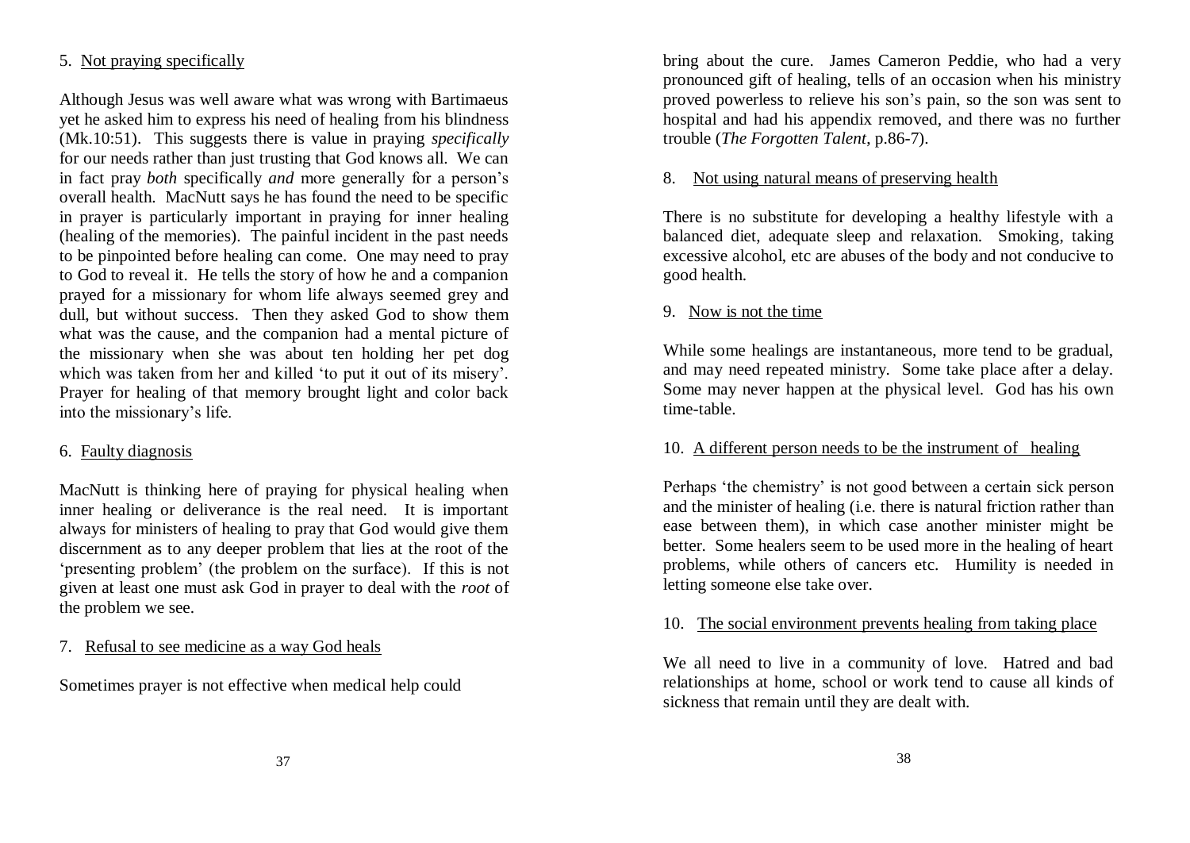5. Not praying specifically

Although Jesus was well aware what was wrong with Bartimaeus yet he asked him to express his need of healing from his blindness (Mk.10:51). This suggests there is value in praying *specifically* for our needs rather than just trusting that God knows all. We can in fact pray *both* specifically *and* more generally for a person's overall health. MacNutt says he has found the need to be specific in prayer is particularly important in praying for inner healing (healing of the memories). The painful incident in the past needs to be pinpointed before healing can come. One may need to pray to God to reveal it. He tells the story of how he and a companion prayed for a missionary for whom life always seemed grey and dull, but without success. Then they asked God to show them what was the cause, and the companion had a mental picture of the missionary when she was about ten holding her pet dog which was taken from her and killed 'to put it out of its misery'. Prayer for healing of that memory brought light and color back into the missionary's life.

6. Faulty diagnosis

MacNutt is thinking here of praying for physical healing when inner healing or deliverance is the real need. It is important always for ministers of healing to pray that God would give them discernment as to any deeper problem that lies at the root of the 'presenting problem' (the problem on the surface). If this is not given at least one must ask God in prayer to deal with the *root* of the problem we see.

7. Refusal to see medicine as a way God heals

Sometimes prayer is not effective when medical help could bring about the cure. James Cameron Peddie, who had a very pronounced gift of healing, tells of an occasion when his ministry proved powerless to relieve his son's pain, so the son was sent to hospital and had his appendix removed, and there was no further trouble (*The Forgotten Talent*, p.86-7).

8. Not using natural means of preserving health

There is no substitute for developing a healthy lifestyle with a balanced diet, adequate sleep and relaxation. Smoking, taking excessive alcohol, etc are abuses of the body and not conducive to good health.

9. Now is not the time

While some healings are instantaneous, more tend to be gradual, and may need repeated ministry. Some take place after a delay. Some may never happen at the physical level. God has his own time-table.

10. A different person needs to be the instrument of healing

Perhaps 'the chemistry' is not good between a certain sick person and the minister of healing (i.e. there is natural friction rather than ease between them), in which case another minister might be better. Some healers seem to be used more in the healing of heart problems, while others of cancers etc. Humility is needed in letting someone else take over.

10. The social environment prevents healing from taking place

We all need to live in a community of love. Hatred and bad relationships at home, school or work tend to cause all kinds of sickness that remain until they are dealt with.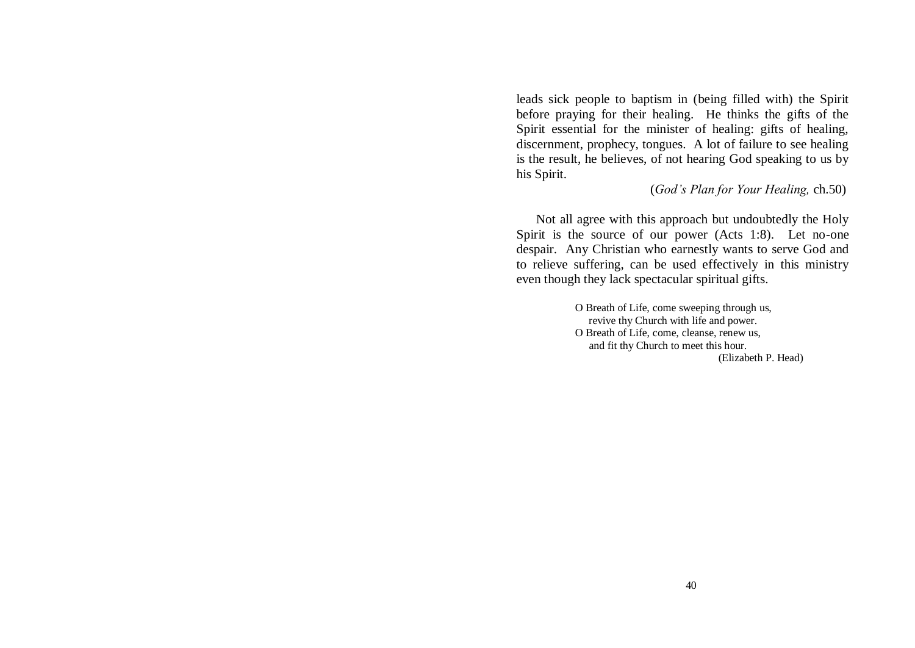leads sick people to baptism in (being filled with) the Spirit before praying for their healing. He thinks the gifts of the Spirit essential for the minister of healing: gifts of healing, discernment, prophecy, tongues. A lot of failure to see healing is the result, he believes, of not hearing God speaking to us by his Spirit.

(*God's Plan for Your Healing,* ch.50)

Not all agree with this approach but undoubtedly the Holy Spirit is the source of our power (Acts 1:8). Let no-one despair. Any Christian who earnestly wants to serve God and to relieve suffering, can be used effectively in this ministry even though they lack spectacular spiritual gifts.

O Breath of Life, come sweeping through us,
revive thy Church with life and power.
O Breath of Life, come, cleanse, renew us,
and fit thy Church to meet this hour.
(Elizabeth P. Head)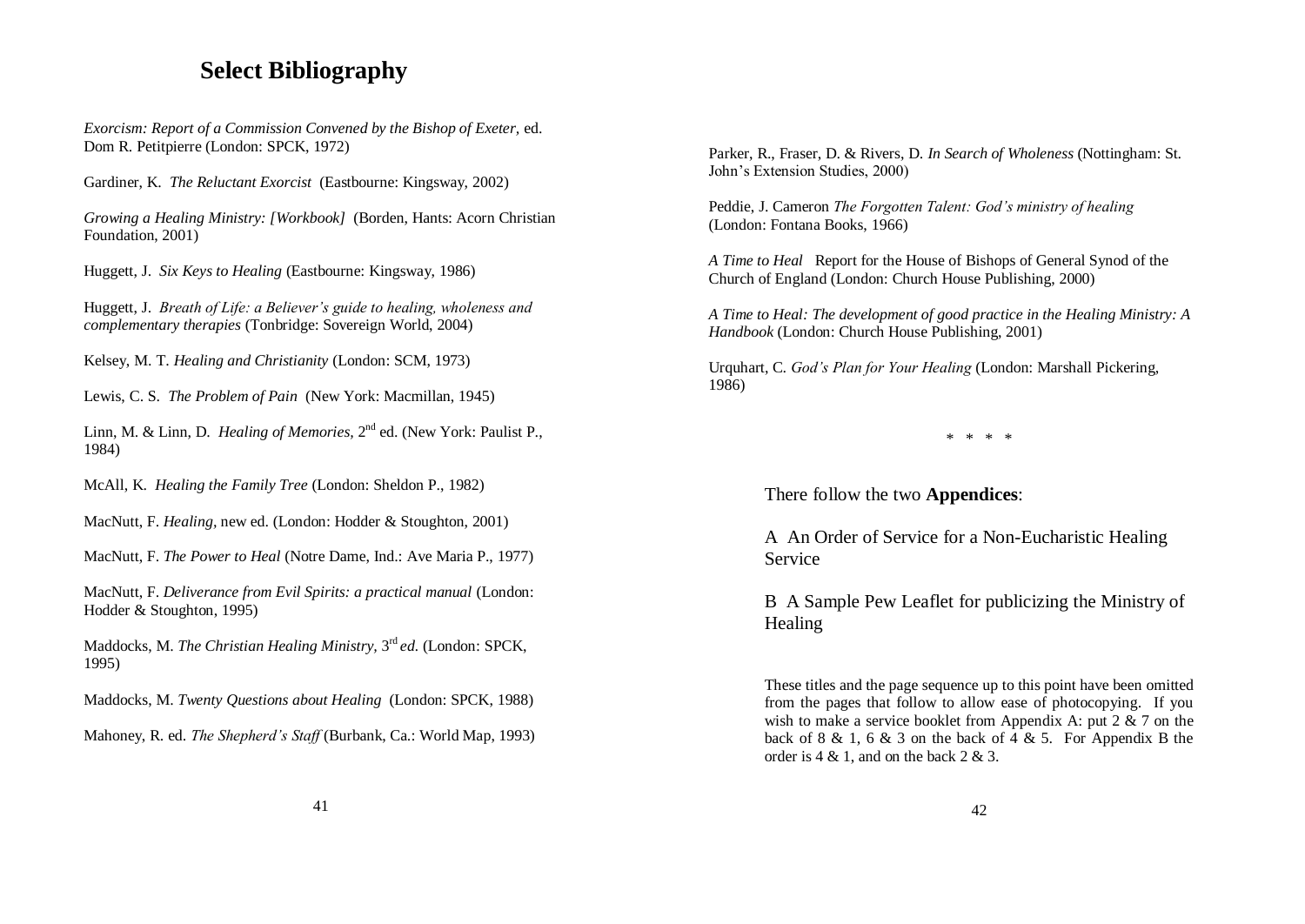## Select Bibliography

*Exorcism: Report of a Commission Convened by the Bishop of Exeter,* ed. Dom R. Petitpierre (London: SPCK, 1972)

Gardiner, K. *The Reluctant Exorcist* (Eastbourne: Kingsway, 2002)

*Growing a Healing Ministry: [Workbook]* (Borden, Hants: Acorn Christian Foundation, 2001)

Huggett, J. *Six Keys to Healing* (Eastbourne: Kingsway, 1986)

Huggett, J. *Breath of Life: a Believer's guide to healing, wholeness and complementary therapies* (Tonbridge: Sovereign World, 2004)

Kelsey, M. T. *Healing and Christianity* (London: SCM, 1973)

Lewis, C. S. *The Problem of Pain* (New York: Macmillan, 1945)

Linn, M. & Linn, D. *Healing of Memories,* 2nd ed. (New York: Paulist P., 1984)

McAll, K. *Healing the Family Tree* (London: Sheldon P., 1982)

MacNutt, F. *Healing,* new ed. (London: Hodder & Stoughton, 2001)

MacNutt, F. *The Power to Heal* (Notre Dame, Ind.: Ave Maria P., 1977)

MacNutt, F. *Deliverance from Evil Spirits: a practical manual* (London: Hodder & Stoughton, 1995)

Maddocks, M. *The Christian Healing Ministry,* 3rd *ed.* (London: SPCK, 1995)

Maddocks, M. *Twenty Questions about Healing* (London: SPCK, 1988)

Mahoney, R. ed. *The Shepherd's Staff* (Burbank, Ca.: World Map, 1993)

Parker, R., Fraser, D. & Rivers, D. *In Search of Wholeness* (Nottingham: St. John's Extension Studies, 2000)

Peddie, J. Cameron *The Forgotten Talent: God's ministry of healing* (London: Fontana Books, 1966)

*A Time to Heal* Report for the House of Bishops of General Synod of the Church of England (London: Church House Publishing, 2000)

*A Time to Heal: The development of good practice in the Healing Ministry: A Handbook* (London: Church House Publishing, 2001)

Urquhart, C. *God's Plan for Your Healing* (London: Marshall Pickering, 1986)

\* \* \* \*

There follow the two **Appendices**:

A An Order of Service for a Non-Eucharistic Healing Service

B A Sample Pew Leaflet for publicizing the Ministry of Healing

These titles and the page sequence up to this point have been omitted from the pages that follow to allow ease of photocopying. If you wish to make a service booklet from Appendix A: put 2 & 7 on the back of 8 & 1, 6 & 3 on the back of 4 & 5. For Appendix B the order is 4 & 1, and on the back 2 & 3.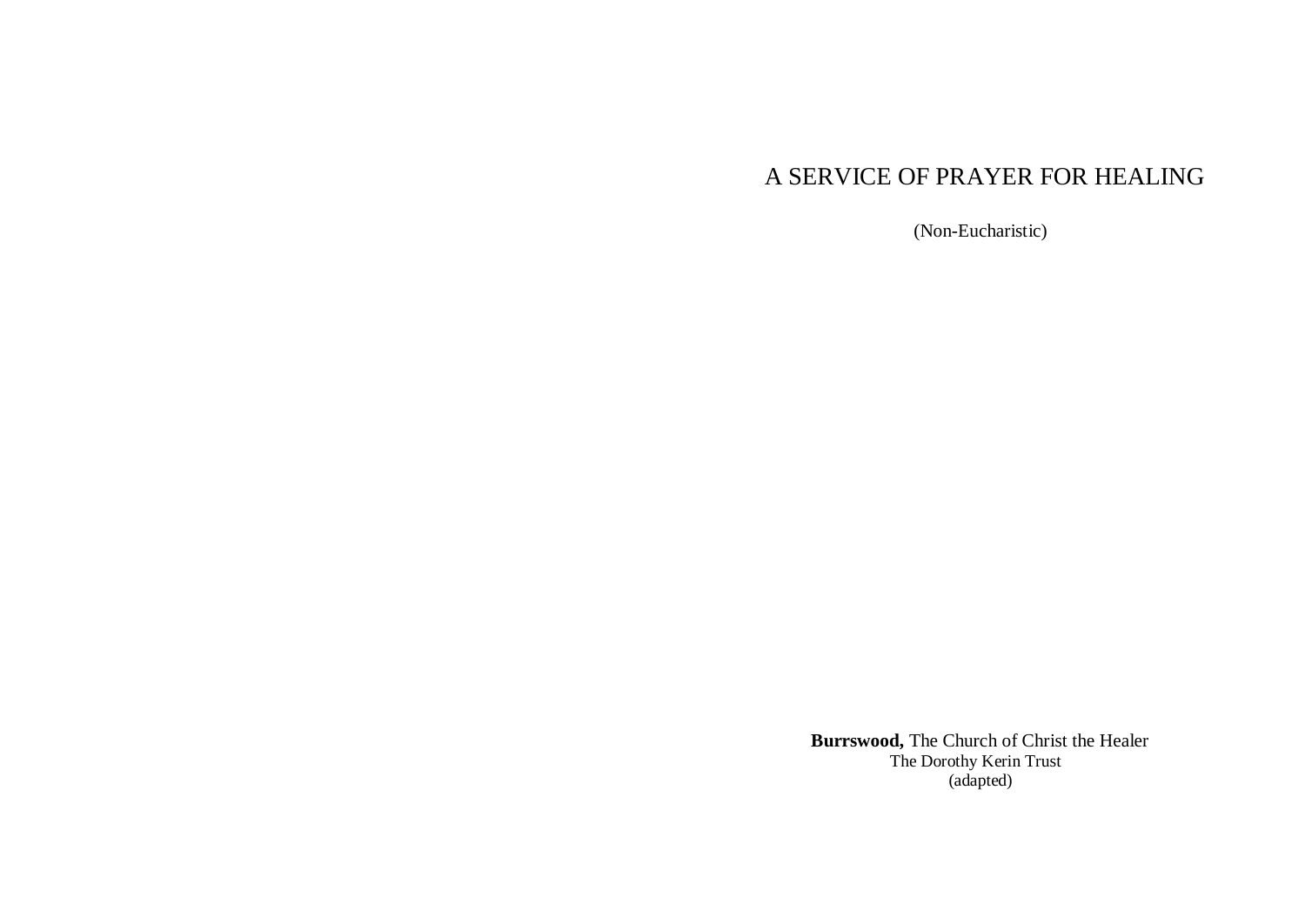# A SERVICE OF PRAYER FOR HEALING

(Non-Eucharistic)

**Burrswood,** The Church of Christ the Healer
The Dorothy Kerin Trust
(adapted)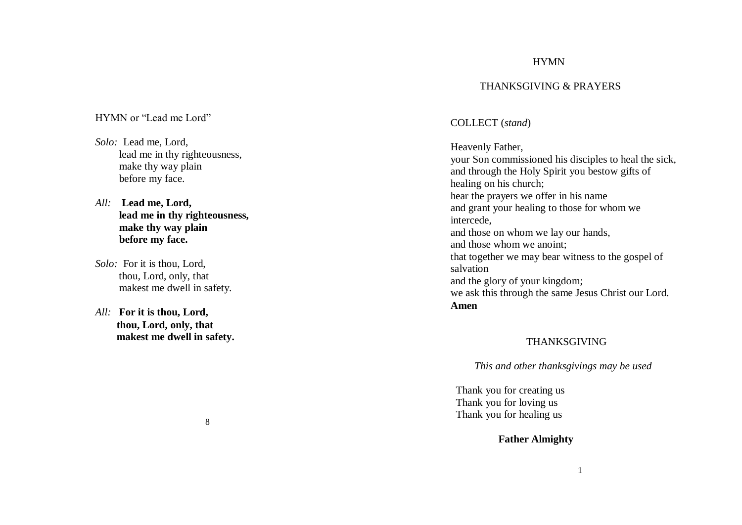HYMN or "Lead me Lord"

*Solo:* Lead me, Lord,
lead me in thy righteousness,
make thy way plain
before my face.

*All:* **Lead me, Lord,
lead me in thy righteousness,
make thy way plain
before my face.**

*Solo:* For it is thou, Lord,
thou, Lord, only, that
makest me dwell in safety.

*All:* **For it is thou, Lord,
thou, Lord, only, that
makest me dwell in safety.**

HYMN

THANKSGIVING & PRAYERS

COLLECT (*stand*)

Heavenly Father,
your Son commissioned his disciples to heal the sick,
and through the Holy Spirit you bestow gifts of healing on his church;
hear the prayers we offer in his name
and grant your healing to those for whom we intercede,
and those on whom we lay our hands,
and those whom we anoint;
that together we may bear witness to the gospel of salvation
and the glory of your kingdom;
we ask this through the same Jesus Christ our Lord.
**Amen**

THANKSGIVING

*This and other thanksgivings may be used*

Thank you for creating us
Thank you for loving us
Thank you for healing us

**Father Almighty**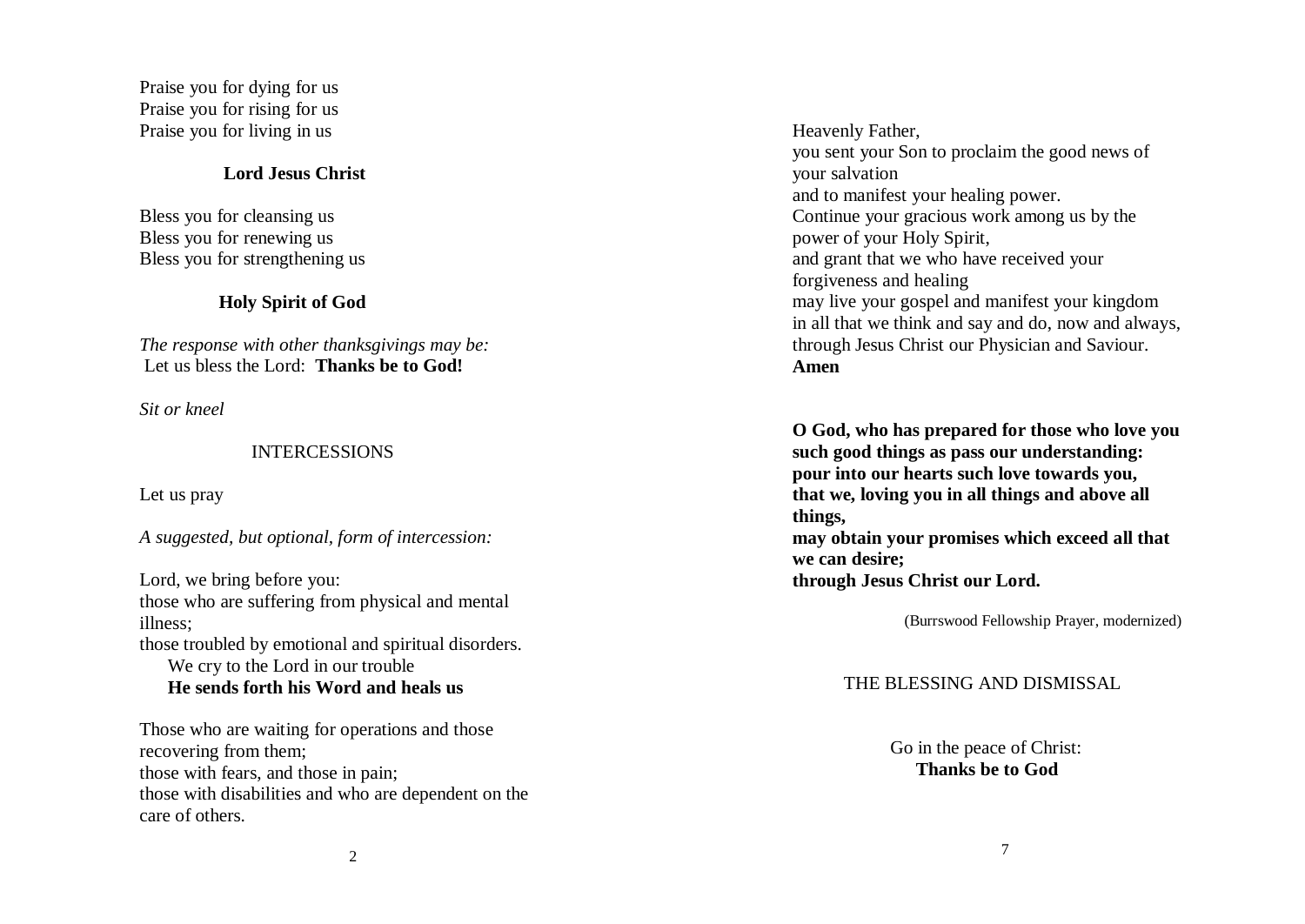Praise you for dying for us
Praise you for rising for us
Praise you for living in us

**Lord Jesus Christ**

Bless you for cleansing us
Bless you for renewing us
Bless you for strengthening us

**Holy Spirit of God**

*The response with other thanksgivings may be:*
Let us bless the Lord: **Thanks be to God!**

*Sit or kneel*

## INTERCESSIONS

Let us pray

*A suggested, but optional, form of intercession:*

Lord, we bring before you:
those who are suffering from physical and mental illness;
those troubled by emotional and spiritual disorders.
We cry to the Lord in our trouble
**He sends forth his Word and heals us**

Those who are waiting for operations and those recovering from them;
those with fears, and those in pain;
those with disabilities and who are dependent on the care of others.

Heavenly Father,
you sent your Son to proclaim the good news of your salvation
and to manifest your healing power.
Continue your gracious work among us by the power of your Holy Spirit,
and grant that we who have received your forgiveness and healing
may live your gospel and manifest your kingdom
in all that we think and say and do, now and always,
through Jesus Christ our Physician and Saviour.
**Amen**

**O God, who has prepared for those who love you such good things as pass our understanding:
pour into our hearts such love towards you,
that we, loving you in all things and above all things,
may obtain your promises which exceed all that we can desire;
through Jesus Christ our Lord.**

(Burrswood Fellowship Prayer, modernized)

## THE BLESSING AND DISMISSAL

Go in the peace of Christ:
**Thanks be to God**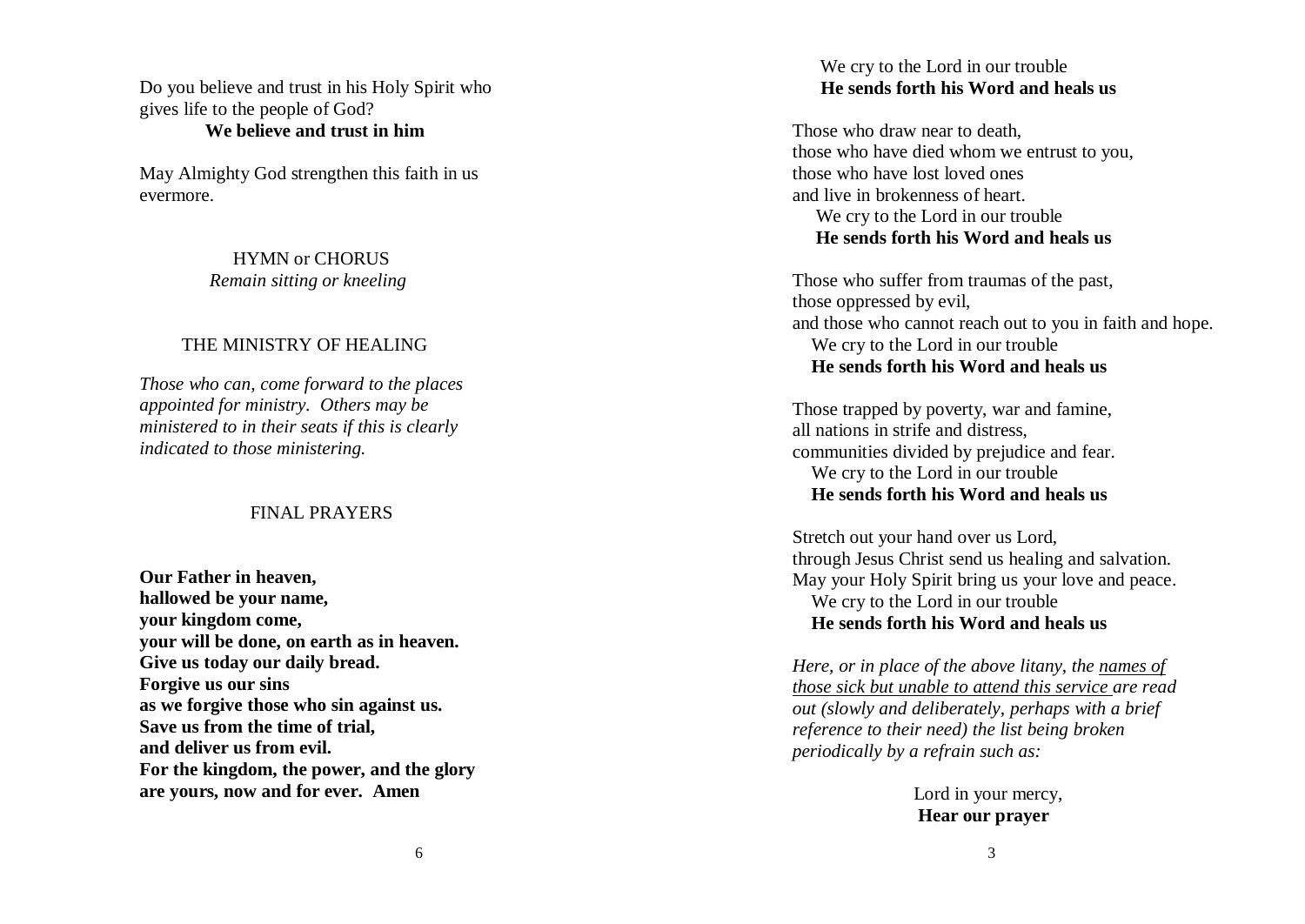Do you believe and trust in his Holy Spirit who gives life to the people of God?

**We believe and trust in him**

May Almighty God strengthen this faith in us evermore.

HYMN or CHORUS

*Remain sitting or kneeling*

THE MINISTRY OF HEALING

*Those who can, come forward to the places appointed for ministry. Others may be ministered to in their seats if this is clearly indicated to those ministering.*

FINAL PRAYERS

**Our Father in heaven,**
**hallowed be your name,**
**your kingdom come,**
**your will be done, on earth as in heaven.**
**Give us today our daily bread.**
**Forgive us our sins**
**as we forgive those who sin against us.**
**Save us from the time of trial,**
**and deliver us from evil.**
**For the kingdom, the power, and the glory**
**are yours, now and for ever. Amen**

We cry to the Lord in our trouble
**He sends forth his Word and heals us**

Those who draw near to death,
those who have died whom we entrust to you,
those who have lost loved ones
and live in brokenness of heart.
We cry to the Lord in our trouble
**He sends forth his Word and heals us**

Those who suffer from traumas of the past,
those oppressed by evil,
and those who cannot reach out to you in faith and hope.
We cry to the Lord in our trouble
**He sends forth his Word and heals us**

Those trapped by poverty, war and famine,
all nations in strife and distress,
communities divided by prejudice and fear.
We cry to the Lord in our trouble
**He sends forth his Word and heals us**

Stretch out your hand over us Lord,
through Jesus Christ send us healing and salvation.
May your Holy Spirit bring us your love and peace.
We cry to the Lord in our trouble
**He sends forth his Word and heals us**

*Here, or in place of the above litany, the names of those sick but unable to attend this service are read out (slowly and deliberately, perhaps with a brief reference to their need) the list being broken periodically by a refrain such as:*

Lord in your mercy,
**Hear our prayer**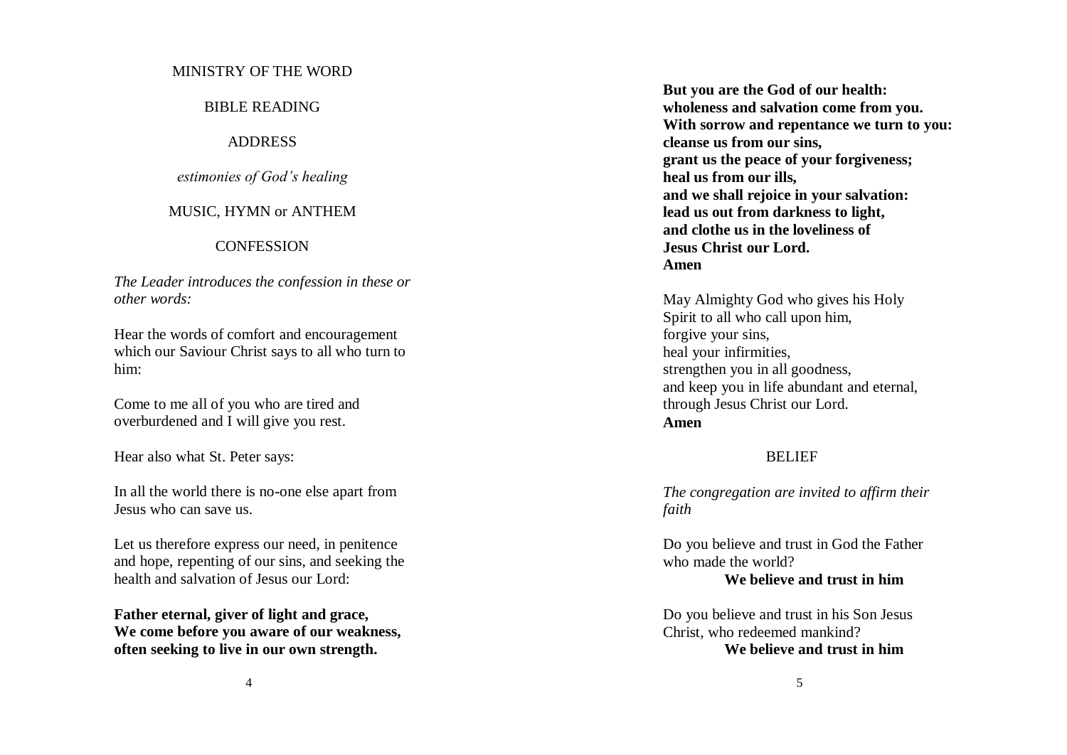MINISTRY OF THE WORD

BIBLE READING

ADDRESS

*estimonies of God's healing*

MUSIC, HYMN or ANTHEM

CONFESSION

*The Leader introduces the confession in these or other words:*

Hear the words of comfort and encouragement which our Saviour Christ says to all who turn to him:

Come to me all of you who are tired and overburdened and I will give you rest.

Hear also what St. Peter says:

In all the world there is no-one else apart from Jesus who can save us.

Let us therefore express our need, in penitence and hope, repenting of our sins, and seeking the health and salvation of Jesus our Lord:

**Father eternal, giver of light and grace,**
**We come before you aware of our weakness,**
**often seeking to live in our own strength.**

**But you are the God of our health:**
**wholeness and salvation come from you.**
**With sorrow and repentance we turn to you:**
**cleanse us from our sins,**
**grant us the peace of your forgiveness;**
**heal us from our ills,**
**and we shall rejoice in your salvation:**
**lead us out from darkness to light,**
**and clothe us in the loveliness of**
**Jesus Christ our Lord.**
**Amen**

May Almighty God who gives his Holy Spirit to all who call upon him,
forgive your sins,
heal your infirmities,
strengthen you in all goodness,
and keep you in life abundant and eternal,
through Jesus Christ our Lord.
**Amen**

BELIEF

*The congregation are invited to affirm their faith*

Do you believe and trust in God the Father who made the world?
**We believe and trust in him**

Do you believe and trust in his Son Jesus Christ, who redeemed mankind?
**We believe and trust in him**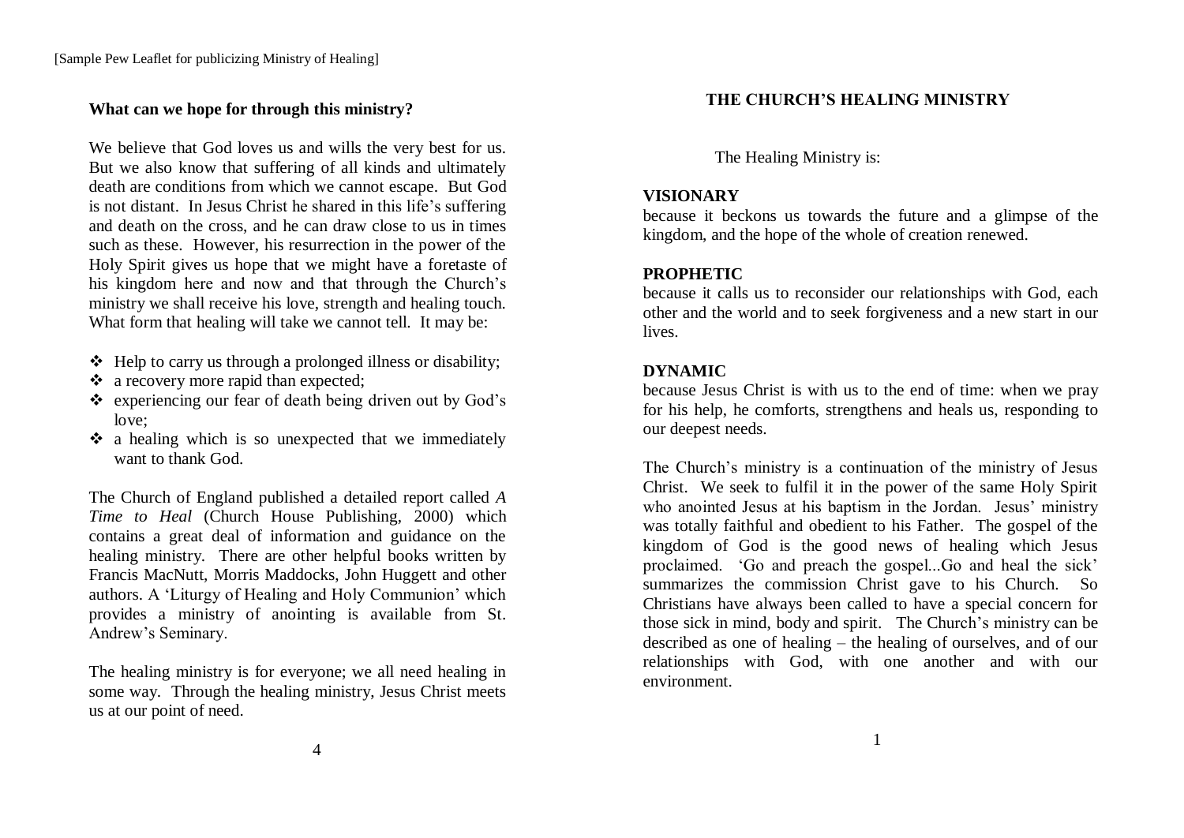[Sample Pew Leaflet for publicizing Ministry of Healing]

## What can we hope for through this ministry?

We believe that God loves us and wills the very best for us. But we also know that suffering of all kinds and ultimately death are conditions from which we cannot escape. But God is not distant. In Jesus Christ he shared in this life's suffering and death on the cross, and he can draw close to us in times such as these. However, his resurrection in the power of the Holy Spirit gives us hope that we might have a foretaste of his kingdom here and now and that through the Church's ministry we shall receive his love, strength and healing touch. What form that healing will take we cannot tell. It may be:

- Help to carry us through a prolonged illness or disability;
- a recovery more rapid than expected;
- experiencing our fear of death being driven out by God's love;
- a healing which is so unexpected that we immediately want to thank God.

The Church of England published a detailed report called *A Time to Heal* (Church House Publishing, 2000) which contains a great deal of information and guidance on the healing ministry. There are other helpful books written by Francis MacNutt, Morris Maddocks, John Huggett and other authors. A 'Liturgy of Healing and Holy Communion' which provides a ministry of anointing is available from St. Andrew's Seminary.

The healing ministry is for everyone; we all need healing in some way. Through the healing ministry, Jesus Christ meets us at our point of need.

## THE CHURCH'S HEALING MINISTRY

The Healing Ministry is:

**VISIONARY**
because it beckons us towards the future and a glimpse of the kingdom, and the hope of the whole of creation renewed.

**PROPHETIC**
because it calls us to reconsider our relationships with God, each other and the world and to seek forgiveness and a new start in our lives.

**DYNAMIC**
because Jesus Christ is with us to the end of time: when we pray for his help, he comforts, strengthens and heals us, responding to our deepest needs.

The Church's ministry is a continuation of the ministry of Jesus Christ. We seek to fulfil it in the power of the same Holy Spirit who anointed Jesus at his baptism in the Jordan. Jesus' ministry was totally faithful and obedient to his Father. The gospel of the kingdom of God is the good news of healing which Jesus proclaimed. 'Go and preach the gospel...Go and heal the sick' summarizes the commission Christ gave to his Church. So Christians have always been called to have a special concern for those sick in mind, body and spirit. The Church's ministry can be described as one of healing – the healing of ourselves, and of our relationships with God, with one another and with our environment.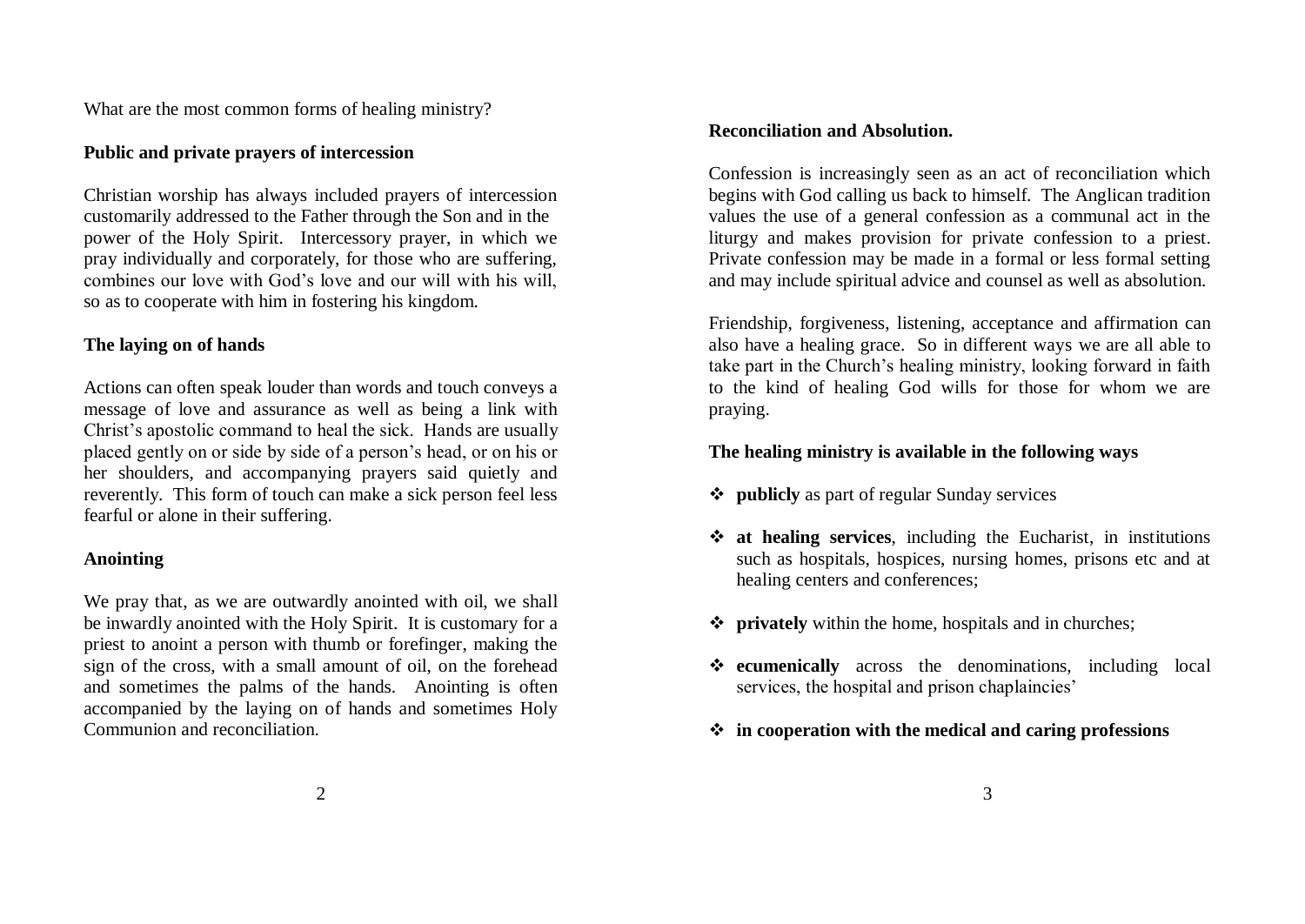What are the most common forms of healing ministry?

**Public and private prayers of intercession**

Christian worship has always included prayers of intercession customarily addressed to the Father through the Son and in the power of the Holy Spirit. Intercessory prayer, in which we pray individually and corporately, for those who are suffering, combines our love with God's love and our will with his will, so as to cooperate with him in fostering his kingdom.

**The laying on of hands**

Actions can often speak louder than words and touch conveys a message of love and assurance as well as being a link with Christ's apostolic command to heal the sick. Hands are usually placed gently on or side by side of a person's head, or on his or her shoulders, and accompanying prayers said quietly and reverently. This form of touch can make a sick person feel less fearful or alone in their suffering.

**Anointing**

We pray that, as we are outwardly anointed with oil, we shall be inwardly anointed with the Holy Spirit. It is customary for a priest to anoint a person with thumb or forefinger, making the sign of the cross, with a small amount of oil, on the forehead and sometimes the palms of the hands. Anointing is often accompanied by the laying on of hands and sometimes Holy Communion and reconciliation.

**Reconciliation and Absolution.**

Confession is increasingly seen as an act of reconciliation which begins with God calling us back to himself. The Anglican tradition values the use of a general confession as a communal act in the liturgy and makes provision for private confession to a priest. Private confession may be made in a formal or less formal setting and may include spiritual advice and counsel as well as absolution.

Friendship, forgiveness, listening, acceptance and affirmation can also have a healing grace. So in different ways we are all able to take part in the Church's healing ministry, looking forward in faith to the kind of healing God wills for those for whom we are praying.

**The healing ministry is available in the following ways**

- **publicly** as part of regular Sunday services
- **at healing services**, including the Eucharist, in institutions such as hospitals, hospices, nursing homes, prisons etc and at healing centers and conferences;
- **privately** within the home, hospitals and in churches;
- **ecumenically** across the denominations, including local services, the hospital and prison chaplaincies'
- **in cooperation with the medical and caring professions**